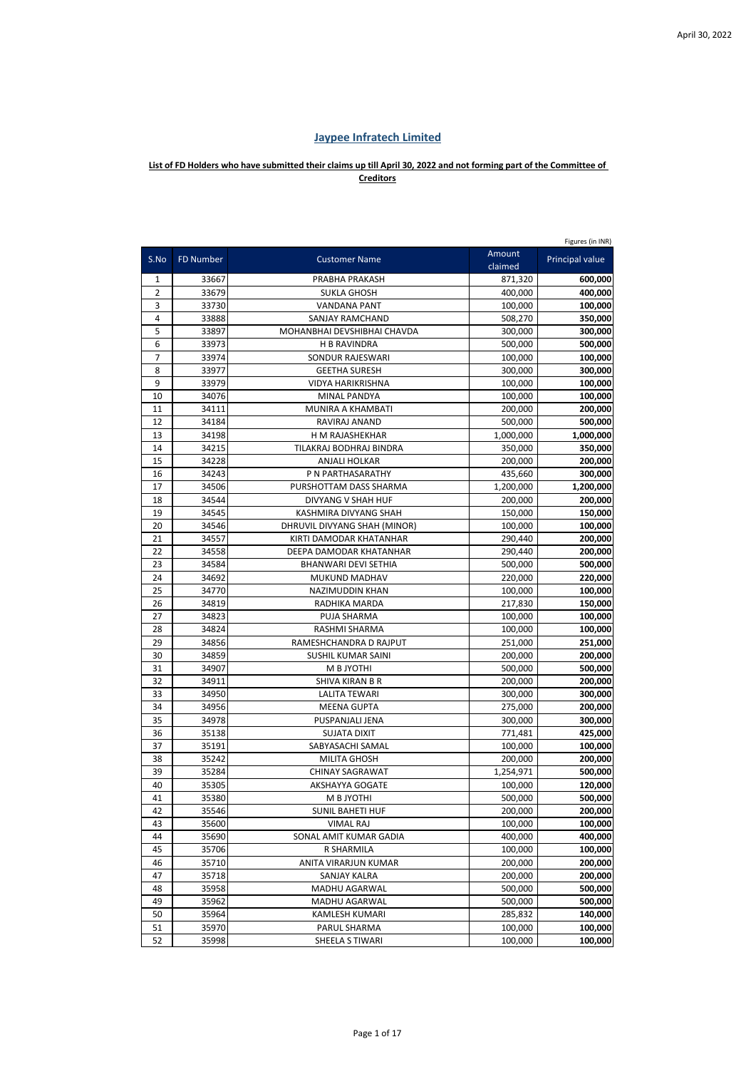April 30, 2022

# Jaypee Infratech Limited

**List of FD Holders who have submitted their claims up till April 30, 2022 and not forming part of the Committee of Creditors**

Figures (in INR)

| S.No | FD Number | Customer Name | Amount claimed | Principal value |
|---|---|---|---|---|
| 1 | 33667 | PRABHA PRAKASH | 871,320 | **600,000** |
| 2 | 33679 | SUKLA GHOSH | 400,000 | **400,000** |
| 3 | 33730 | VANDANA PANT | 100,000 | **100,000** |
| 4 | 33888 | SANJAY RAMCHAND | 508,270 | **350,000** |
| 5 | 33897 | MOHANBHAI DEVSHIBHAI CHAVDA | 300,000 | **300,000** |
| 6 | 33973 | H B RAVINDRA | 500,000 | **500,000** |
| 7 | 33974 | SONDUR RAJESWARI | 100,000 | **100,000** |
| 8 | 33977 | GEETHA SURESH | 300,000 | **300,000** |
| 9 | 33979 | VIDYA HARIKRISHNA | 100,000 | **100,000** |
| 10 | 34076 | MINAL PANDYA | 100,000 | **100,000** |
| 11 | 34111 | MUNIRA A KHAMBATI | 200,000 | **200,000** |
| 12 | 34184 | RAVIRAJ ANAND | 500,000 | **500,000** |
| 13 | 34198 | H M RAJASHEKHAR | 1,000,000 | **1,000,000** |
| 14 | 34215 | TILAKRAJ BODHRAJ BINDRA | 350,000 | **350,000** |
| 15 | 34228 | ANJALI HOLKAR | 200,000 | **200,000** |
| 16 | 34243 | P N PARTHASARATHY | 435,660 | **300,000** |
| 17 | 34506 | PURSHOTTAM DASS SHARMA | 1,200,000 | **1,200,000** |
| 18 | 34544 | DIVYANG V SHAH HUF | 200,000 | **200,000** |
| 19 | 34545 | KASHMIRA DIVYANG SHAH | 150,000 | **150,000** |
| 20 | 34546 | DHRUVIL DIVYANG SHAH (MINOR) | 100,000 | **100,000** |
| 21 | 34557 | KIRTI DAMODAR KHATANHAR | 290,440 | **200,000** |
| 22 | 34558 | DEEPA DAMODAR KHATANHAR | 290,440 | **200,000** |
| 23 | 34584 | BHANWARI DEVI SETHIA | 500,000 | **500,000** |
| 24 | 34692 | MUKUND MADHAV | 220,000 | **220,000** |
| 25 | 34770 | NAZIMUDDIN KHAN | 100,000 | **100,000** |
| 26 | 34819 | RADHIKA MARDA | 217,830 | **150,000** |
| 27 | 34823 | PUJA SHARMA | 100,000 | **100,000** |
| 28 | 34824 | RASHMI SHARMA | 100,000 | **100,000** |
| 29 | 34856 | RAMESHCHANDRA D RAJPUT | 251,000 | **251,000** |
| 30 | 34859 | SUSHIL KUMAR SAINI | 200,000 | **200,000** |
| 31 | 34907 | M B JYOTHI | 500,000 | **500,000** |
| 32 | 34911 | SHIVA KIRAN B R | 200,000 | **200,000** |
| 33 | 34950 | LALITA TEWARI | 300,000 | **300,000** |
| 34 | 34956 | MEENA GUPTA | 275,000 | **200,000** |
| 35 | 34978 | PUSPANJALI JENA | 300,000 | **300,000** |
| 36 | 35138 | SUJATA DIXIT | 771,481 | **425,000** |
| 37 | 35191 | SABYASACHI SAMAL | 100,000 | **100,000** |
| 38 | 35242 | MILITA GHOSH | 200,000 | **200,000** |
| 39 | 35284 | CHINAY SAGRAWAT | 1,254,971 | **500,000** |
| 40 | 35305 | AKSHAYYA GOGATE | 100,000 | **120,000** |
| 41 | 35380 | M B JYOTHI | 500,000 | **500,000** |
| 42 | 35546 | SUNIL BAHETI HUF | 200,000 | **200,000** |
| 43 | 35600 | VIMAL RAJ | 100,000 | **100,000** |
| 44 | 35690 | SONAL AMIT KUMAR GADIA | 400,000 | **400,000** |
| 45 | 35706 | R SHARMILA | 100,000 | **100,000** |
| 46 | 35710 | ANITA VIRARJUN KUMAR | 200,000 | **200,000** |
| 47 | 35718 | SANJAY KALRA | 200,000 | **200,000** |
| 48 | 35958 | MADHU AGARWAL | 500,000 | **500,000** |
| 49 | 35962 | MADHU AGARWAL | 500,000 | **500,000** |
| 50 | 35964 | KAMLESH KUMARI | 285,832 | **140,000** |
| 51 | 35970 | PARUL SHARMA | 100,000 | **100,000** |
| 52 | 35998 | SHEELA S TIWARI | 100,000 | **100,000** |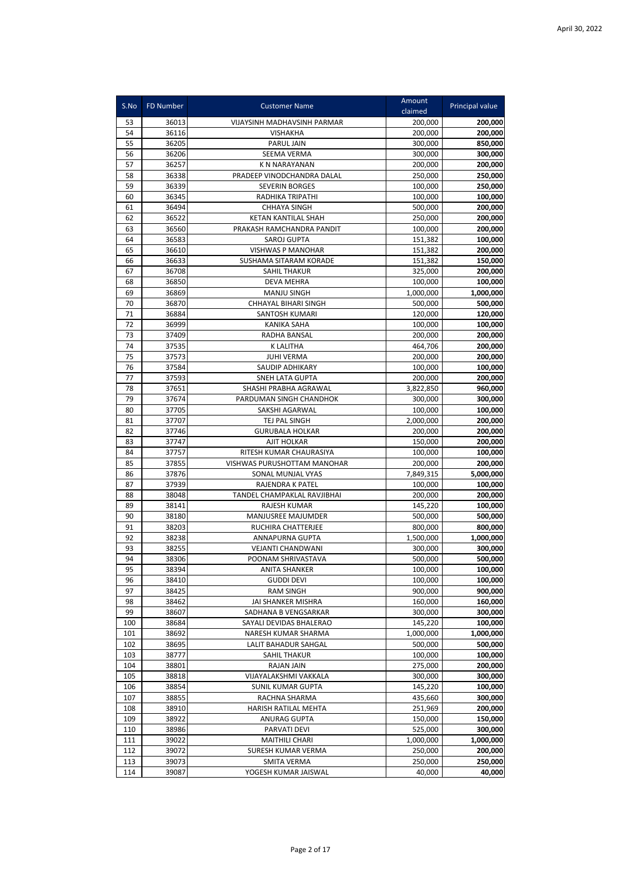April 30, 2022

| S.No | FD Number | Customer Name | Amount claimed | Principal value |
|---|---|---|---|---|
| 53 | 36013 | VIJAYSINH MADHAVSINH PARMAR | 200,000 | **200,000** |
| 54 | 36116 | VISHAKHA | 200,000 | **200,000** |
| 55 | 36205 | PARUL JAIN | 300,000 | **850,000** |
| 56 | 36206 | SEEMA VERMA | 300,000 | **300,000** |
| 57 | 36257 | K N NARAYANAN | 200,000 | **200,000** |
| 58 | 36338 | PRADEEP VINODCHANDRA DALAL | 250,000 | **250,000** |
| 59 | 36339 | SEVERIN BORGES | 100,000 | **250,000** |
| 60 | 36345 | RADHIKA TRIPATHI | 100,000 | **100,000** |
| 61 | 36494 | CHHAYA SINGH | 500,000 | **200,000** |
| 62 | 36522 | KETAN KANTILAL SHAH | 250,000 | **200,000** |
| 63 | 36560 | PRAKASH RAMCHANDRA PANDIT | 100,000 | **200,000** |
| 64 | 36583 | SAROJ GUPTA | 151,382 | **100,000** |
| 65 | 36610 | VISHWAS P MANOHAR | 151,382 | **200,000** |
| 66 | 36633 | SUSHAMA SITARAM KORADE | 151,382 | **150,000** |
| 67 | 36708 | SAHIL THAKUR | 325,000 | **200,000** |
| 68 | 36850 | DEVA MEHRA | 100,000 | **100,000** |
| 69 | 36869 | MANJU SINGH | 1,000,000 | **1,000,000** |
| 70 | 36870 | CHHAYAL BIHARI SINGH | 500,000 | **500,000** |
| 71 | 36884 | SANTOSH KUMARI | 120,000 | **120,000** |
| 72 | 36999 | KANIKA SAHA | 100,000 | **100,000** |
| 73 | 37409 | RADHA BANSAL | 200,000 | **200,000** |
| 74 | 37535 | K LALITHA | 464,706 | **200,000** |
| 75 | 37573 | JUHI VERMA | 200,000 | **200,000** |
| 76 | 37584 | SAUDIP ADHIKARY | 100,000 | **100,000** |
| 77 | 37593 | SNEH LATA GUPTA | 200,000 | **200,000** |
| 78 | 37651 | SHASHI PRABHA AGRAWAL | 3,822,850 | **960,000** |
| 79 | 37674 | PARDUMAN SINGH CHANDHOK | 300,000 | **300,000** |
| 80 | 37705 | SAKSHI AGARWAL | 100,000 | **100,000** |
| 81 | 37707 | TEJ PAL SINGH | 2,000,000 | **200,000** |
| 82 | 37746 | GURUBALA HOLKAR | 200,000 | **200,000** |
| 83 | 37747 | AJIT HOLKAR | 150,000 | **200,000** |
| 84 | 37757 | RITESH KUMAR CHAURASIYA | 100,000 | **100,000** |
| 85 | 37855 | VISHWAS PURUSHOTTAM MANOHAR | 200,000 | **200,000** |
| 86 | 37876 | SONAL MUNJAL VYAS | 7,849,315 | **5,000,000** |
| 87 | 37939 | RAJENDRA K PATEL | 100,000 | **100,000** |
| 88 | 38048 | TANDEL CHAMPAKLAL RAVJIBHAI | 200,000 | **200,000** |
| 89 | 38141 | RAJESH KUMAR | 145,220 | **100,000** |
| 90 | 38180 | MANJUSREE MAJUMDER | 500,000 | **500,000** |
| 91 | 38203 | RUCHIRA CHATTERJEE | 800,000 | **800,000** |
| 92 | 38238 | ANNAPURNA GUPTA | 1,500,000 | **1,000,000** |
| 93 | 38255 | VEJANTI CHANDWANI | 300,000 | **300,000** |
| 94 | 38306 | POONAM SHRIVASTAVA | 500,000 | **500,000** |
| 95 | 38394 | ANITA SHANKER | 100,000 | **100,000** |
| 96 | 38410 | GUDDI DEVI | 100,000 | **100,000** |
| 97 | 38425 | RAM SINGH | 900,000 | **900,000** |
| 98 | 38462 | JAI SHANKER MISHRA | 160,000 | **160,000** |
| 99 | 38607 | SADHANA B VENGSARKAR | 300,000 | **300,000** |
| 100 | 38684 | SAYALI DEVIDAS BHALERAO | 145,220 | **100,000** |
| 101 | 38692 | NARESH KUMAR SHARMA | 1,000,000 | **1,000,000** |
| 102 | 38695 | LALIT BAHADUR SAHGAL | 500,000 | **500,000** |
| 103 | 38777 | SAHIL THAKUR | 100,000 | **100,000** |
| 104 | 38801 | RAJAN JAIN | 275,000 | **200,000** |
| 105 | 38818 | VIJAYALAKSHMI VAKKALA | 300,000 | **300,000** |
| 106 | 38854 | SUNIL KUMAR GUPTA | 145,220 | **100,000** |
| 107 | 38855 | RACHNA SHARMA | 435,660 | **300,000** |
| 108 | 38910 | HARISH RATILAL MEHTA | 251,969 | **200,000** |
| 109 | 38922 | ANURAG GUPTA | 150,000 | **150,000** |
| 110 | 38986 | PARVATI DEVI | 525,000 | **300,000** |
| 111 | 39022 | MAITHILI CHARI | 1,000,000 | **1,000,000** |
| 112 | 39072 | SURESH KUMAR VERMA | 250,000 | **200,000** |
| 113 | 39073 | SMITA VERMA | 250,000 | **250,000** |
| 114 | 39087 | YOGESH KUMAR JAISWAL | 40,000 | **40,000** |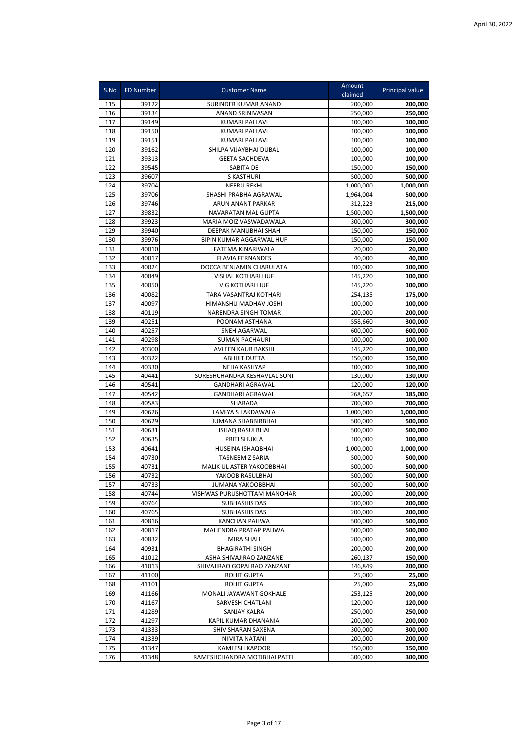April 30, 2022

| S.No | FD Number | Customer Name | Amount claimed | Principal value |
|---|---|---|---|---|
| 115 | 39122 | SURINDER KUMAR ANAND | 200,000 | **200,000** |
| 116 | 39134 | ANAND SRINIVASAN | 250,000 | **250,000** |
| 117 | 39149 | KUMARI PALLAVI | 100,000 | **100,000** |
| 118 | 39150 | KUMARI PALLAVI | 100,000 | **100,000** |
| 119 | 39151 | KUMARI PALLAVI | 100,000 | **100,000** |
| 120 | 39162 | SHILPA VIJAYBHAI DUBAL | 100,000 | **100,000** |
| 121 | 39313 | GEETA SACHDEVA | 100,000 | **100,000** |
| 122 | 39545 | SABITA DE | 150,000 | **150,000** |
| 123 | 39607 | S KASTHURI | 500,000 | **500,000** |
| 124 | 39704 | NEERU REKHI | 1,000,000 | **1,000,000** |
| 125 | 39706 | SHASHI PRABHA AGRAWAL | 1,964,004 | **500,000** |
| 126 | 39746 | ARUN ANANT PARKAR | 312,223 | **215,000** |
| 127 | 39832 | NAVARATAN MAL GUPTA | 1,500,000 | **1,500,000** |
| 128 | 39923 | MARIA MOIZ VASWADAWALA | 300,000 | **300,000** |
| 129 | 39940 | DEEPAK MANUBHAI SHAH | 150,000 | **150,000** |
| 130 | 39976 | BIPIN KUMAR AGGARWAL HUF | 150,000 | **150,000** |
| 131 | 40010 | FATEMA KINARIWALA | 20,000 | **20,000** |
| 132 | 40017 | FLAVIA FERNANDES | 40,000 | **40,000** |
| 133 | 40024 | DOCCA BENJAMIN CHARULATA | 100,000 | **100,000** |
| 134 | 40049 | VISHAL KOTHARI HUF | 145,220 | **100,000** |
| 135 | 40050 | V G KOTHARI HUF | 145,220 | **100,000** |
| 136 | 40082 | TARA VASANTRAJ KOTHARI | 254,135 | **175,000** |
| 137 | 40097 | HIMANSHU MADHAV JOSHI | 100,000 | **100,000** |
| 138 | 40119 | NARENDRA SINGH TOMAR | 200,000 | **200,000** |
| 139 | 40251 | POONAM ASTHANA | 558,660 | **300,000** |
| 140 | 40257 | SNEH AGARWAL | 600,000 | **600,000** |
| 141 | 40298 | SUMAN PACHAURI | 100,000 | **100,000** |
| 142 | 40300 | AVLEEN KAUR BAKSHI | 145,220 | **100,000** |
| 143 | 40322 | ABHIJIT DUTTA | 150,000 | **150,000** |
| 144 | 40330 | NEHA KASHYAP | 100,000 | **100,000** |
| 145 | 40441 | SURESHCHANDRA KESHAVLAL SONI | 130,000 | **130,000** |
| 146 | 40541 | GANDHARI AGRAWAL | 120,000 | **120,000** |
| 147 | 40542 | GANDHARI AGRAWAL | 268,657 | **185,000** |
| 148 | 40583 | SHARADA | 700,000 | **700,000** |
| 149 | 40626 | LAMIYA S LAKDAWALA | 1,000,000 | **1,000,000** |
| 150 | 40629 | JUMANA SHABBIRBHAI | 500,000 | **500,000** |
| 151 | 40631 | ISHAQ RASULBHAI | 500,000 | **500,000** |
| 152 | 40635 | PRITI SHUKLA | 100,000 | **100,000** |
| 153 | 40641 | HUSEINA ISHAQBHAI | 1,000,000 | **1,000,000** |
| 154 | 40730 | TASNEEM Z SARIA | 500,000 | **500,000** |
| 155 | 40731 | MALIK UL ASTER YAKOOBBHAI | 500,000 | **500,000** |
| 156 | 40732 | YAKOOB RASULBHAI | 500,000 | **500,000** |
| 157 | 40733 | JUMANA YAKOOBBHAI | 500,000 | **500,000** |
| 158 | 40744 | VISHWAS PURUSHOTTAM MANOHAR | 200,000 | **200,000** |
| 159 | 40764 | SUBHASHIS DAS | 200,000 | **200,000** |
| 160 | 40765 | SUBHASHIS DAS | 200,000 | **200,000** |
| 161 | 40816 | KANCHAN PAHWA | 500,000 | **500,000** |
| 162 | 40817 | MAHENDRA PRATAP PAHWA | 500,000 | **500,000** |
| 163 | 40832 | MIRA SHAH | 200,000 | **200,000** |
| 164 | 40931 | BHAGIRATHI SINGH | 200,000 | **200,000** |
| 165 | 41012 | ASHA SHIVAJIRAO ZANZANE | 260,137 | **150,000** |
| 166 | 41013 | SHIVAJIRAO GOPALRAO ZANZANE | 146,849 | **200,000** |
| 167 | 41100 | ROHIT GUPTA | 25,000 | **25,000** |
| 168 | 41101 | ROHIT GUPTA | 25,000 | **25,000** |
| 169 | 41166 | MONALI JAYAWANT GOKHALE | 253,125 | **200,000** |
| 170 | 41167 | SARVESH CHATLANI | 120,000 | **120,000** |
| 171 | 41289 | SANJAY KALRA | 250,000 | **250,000** |
| 172 | 41297 | KAPIL KUMAR DHANANIA | 200,000 | **200,000** |
| 173 | 41333 | SHIV SHARAN SAXENA | 300,000 | **300,000** |
| 174 | 41339 | NIMITA NATANI | 200,000 | **200,000** |
| 175 | 41347 | KAMLESH KAPOOR | 150,000 | **150,000** |
| 176 | 41348 | RAMESHCHANDRA MOTIBHAI PATEL | 300,000 | **300,000** |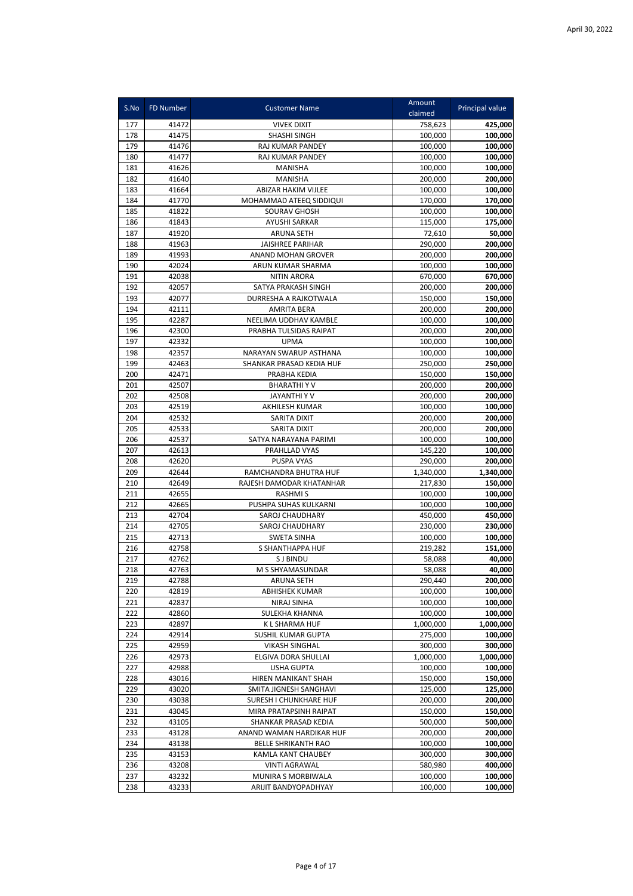| S.No | FD Number | Customer Name | Amount claimed | Principal value |
|---|---|---|---|---|
| 177 | 41472 | VIVEK DIXIT | 758,623 | **425,000** |
| 178 | 41475 | SHASHI SINGH | 100,000 | **100,000** |
| 179 | 41476 | RAJ KUMAR PANDEY | 100,000 | **100,000** |
| 180 | 41477 | RAJ KUMAR PANDEY | 100,000 | **100,000** |
| 181 | 41626 | MANISHA | 100,000 | **100,000** |
| 182 | 41640 | MANISHA | 200,000 | **200,000** |
| 183 | 41664 | ABIZAR HAKIM VIJLEE | 100,000 | **100,000** |
| 184 | 41770 | MOHAMMAD ATEEQ SIDDIQUI | 170,000 | **170,000** |
| 185 | 41822 | SOURAV GHOSH | 100,000 | **100,000** |
| 186 | 41843 | AYUSHI SARKAR | 115,000 | **175,000** |
| 187 | 41920 | ARUNA SETH | 72,610 | **50,000** |
| 188 | 41963 | JAISHREE PARIHAR | 290,000 | **200,000** |
| 189 | 41993 | ANAND MOHAN GROVER | 200,000 | **200,000** |
| 190 | 42024 | ARUN KUMAR SHARMA | 100,000 | **100,000** |
| 191 | 42038 | NITIN ARORA | 670,000 | **670,000** |
| 192 | 42057 | SATYA PRAKASH SINGH | 200,000 | **200,000** |
| 193 | 42077 | DURRESHA A RAJKOTWALA | 150,000 | **150,000** |
| 194 | 42111 | AMRITA BERA | 200,000 | **200,000** |
| 195 | 42287 | NEELIMA UDDHAV KAMBLE | 100,000 | **100,000** |
| 196 | 42300 | PRABHA TULSIDAS RAIPAT | 200,000 | **200,000** |
| 197 | 42332 | UPMA | 100,000 | **100,000** |
| 198 | 42357 | NARAYAN SWARUP ASTHANA | 100,000 | **100,000** |
| 199 | 42463 | SHANKAR PRASAD KEDIA HUF | 250,000 | **250,000** |
| 200 | 42471 | PRABHA KEDIA | 150,000 | **150,000** |
| 201 | 42507 | BHARATHI Y V | 200,000 | **200,000** |
| 202 | 42508 | JAYANTHI Y V | 200,000 | **200,000** |
| 203 | 42519 | AKHILESH KUMAR | 100,000 | **100,000** |
| 204 | 42532 | SARITA DIXIT | 200,000 | **200,000** |
| 205 | 42533 | SARITA DIXIT | 200,000 | **200,000** |
| 206 | 42537 | SATYA NARAYANA PARIMI | 100,000 | **100,000** |
| 207 | 42613 | PRAHLLAD VYAS | 145,220 | **100,000** |
| 208 | 42620 | PUSPA VYAS | 290,000 | **200,000** |
| 209 | 42644 | RAMCHANDRA BHUTRA HUF | 1,340,000 | **1,340,000** |
| 210 | 42649 | RAJESH DAMODAR KHATANHAR | 217,830 | **150,000** |
| 211 | 42655 | RASHMI S | 100,000 | **100,000** |
| 212 | 42665 | PUSHPA SUHAS KULKARNI | 100,000 | **100,000** |
| 213 | 42704 | SAROJ CHAUDHARY | 450,000 | **450,000** |
| 214 | 42705 | SAROJ CHAUDHARY | 230,000 | **230,000** |
| 215 | 42713 | SWETA SINHA | 100,000 | **100,000** |
| 216 | 42758 | S SHANTHAPPA HUF | 219,282 | **151,000** |
| 217 | 42762 | S J BINDU | 58,088 | **40,000** |
| 218 | 42763 | M S SHYAMASUNDAR | 58,088 | **40,000** |
| 219 | 42788 | ARUNA SETH | 290,440 | **200,000** |
| 220 | 42819 | ABHISHEK KUMAR | 100,000 | **100,000** |
| 221 | 42837 | NIRAJ SINHA | 100,000 | **100,000** |
| 222 | 42860 | SULEKHA KHANNA | 100,000 | **100,000** |
| 223 | 42897 | K L SHARMA HUF | 1,000,000 | **1,000,000** |
| 224 | 42914 | SUSHIL KUMAR GUPTA | 275,000 | **100,000** |
| 225 | 42959 | VIKASH SINGHAL | 300,000 | **300,000** |
| 226 | 42973 | ELGIVA DORA SHULLAI | 1,000,000 | **1,000,000** |
| 227 | 42988 | USHA GUPTA | 100,000 | **100,000** |
| 228 | 43016 | HIREN MANIKANT SHAH | 150,000 | **150,000** |
| 229 | 43020 | SMITA JIGNESH SANGHAVI | 125,000 | **125,000** |
| 230 | 43038 | SURESH I CHUNKHARE HUF | 200,000 | **200,000** |
| 231 | 43045 | MIRA PRATAPSINH RAIPAT | 150,000 | **150,000** |
| 232 | 43105 | SHANKAR PRASAD KEDIA | 500,000 | **500,000** |
| 233 | 43128 | ANAND WAMAN HARDIKAR HUF | 200,000 | **200,000** |
| 234 | 43138 | BELLE SHRIKANTH RAO | 100,000 | **100,000** |
| 235 | 43153 | KAMLA KANT CHAUBEY | 300,000 | **300,000** |
| 236 | 43208 | VINTI AGRAWAL | 580,980 | **400,000** |
| 237 | 43232 | MUNIRA S MORBIWALA | 100,000 | **100,000** |
| 238 | 43233 | ARIJIT BANDYOPADHYAY | 100,000 | **100,000** |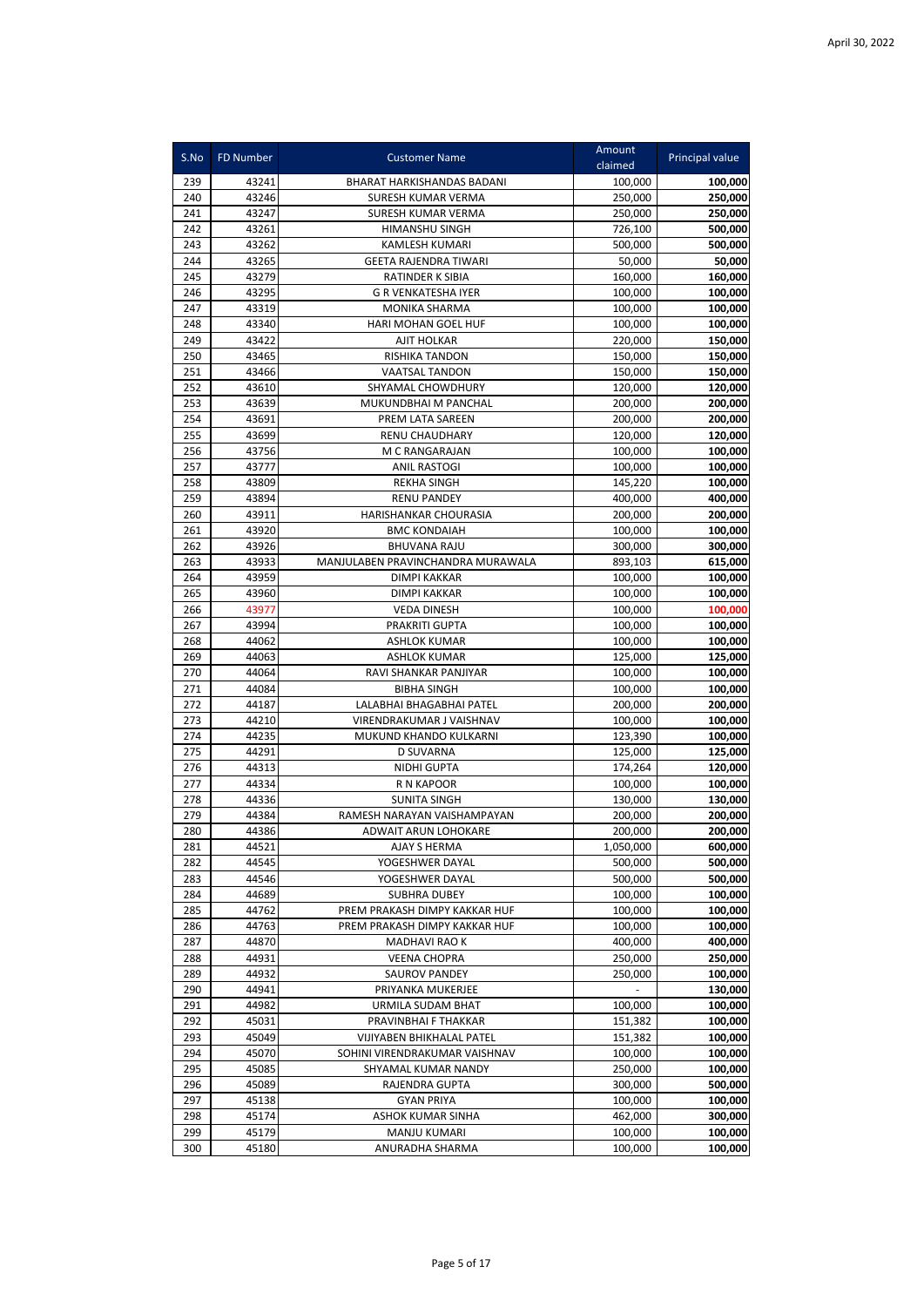April 30, 2022

| S.No | FD Number | Customer Name | Amount claimed | Principal value |
|---|---|---|---|---|
| 239 | 43241 | BHARAT HARKISHANDAS BADANI | 100,000 | **100,000** |
| 240 | 43246 | SURESH KUMAR VERMA | 250,000 | **250,000** |
| 241 | 43247 | SURESH KUMAR VERMA | 250,000 | **250,000** |
| 242 | 43261 | HIMANSHU SINGH | 726,100 | **500,000** |
| 243 | 43262 | KAMLESH KUMARI | 500,000 | **500,000** |
| 244 | 43265 | GEETA RAJENDRA TIWARI | 50,000 | **50,000** |
| 245 | 43279 | RATINDER K SIBIA | 160,000 | **160,000** |
| 246 | 43295 | G R VENKATESHA IYER | 100,000 | **100,000** |
| 247 | 43319 | MONIKA SHARMA | 100,000 | **100,000** |
| 248 | 43340 | HARI MOHAN GOEL HUF | 100,000 | **100,000** |
| 249 | 43422 | AJIT HOLKAR | 220,000 | **150,000** |
| 250 | 43465 | RISHIKA TANDON | 150,000 | **150,000** |
| 251 | 43466 | VAATSAL TANDON | 150,000 | **150,000** |
| 252 | 43610 | SHYAMAL CHOWDHURY | 120,000 | **120,000** |
| 253 | 43639 | MUKUNDBHAI M PANCHAL | 200,000 | **200,000** |
| 254 | 43691 | PREM LATA SAREEN | 200,000 | **200,000** |
| 255 | 43699 | RENU CHAUDHARY | 120,000 | **120,000** |
| 256 | 43756 | M C RANGARAJAN | 100,000 | **100,000** |
| 257 | 43777 | ANIL RASTOGI | 100,000 | **100,000** |
| 258 | 43809 | REKHA SINGH | 145,220 | **100,000** |
| 259 | 43894 | RENU PANDEY | 400,000 | **400,000** |
| 260 | 43911 | HARISHANKAR CHOURASIA | 200,000 | **200,000** |
| 261 | 43920 | BMC KONDAIAH | 100,000 | **100,000** |
| 262 | 43926 | BHUVANA RAJU | 300,000 | **300,000** |
| 263 | 43933 | MANJULABEN PRAVINCHANDRA MURAWALA | 893,103 | **615,000** |
| 264 | 43959 | DIMPI KAKKAR | 100,000 | **100,000** |
| 265 | 43960 | DIMPI KAKKAR | 100,000 | **100,000** |
| 266 | 43977 | VEDA DINESH | 100,000 | **100,000** |
| 267 | 43994 | PRAKRITI GUPTA | 100,000 | **100,000** |
| 268 | 44062 | ASHLOK KUMAR | 100,000 | **100,000** |
| 269 | 44063 | ASHLOK KUMAR | 125,000 | **125,000** |
| 270 | 44064 | RAVI SHANKAR PANJIYAR | 100,000 | **100,000** |
| 271 | 44084 | BIBHA SINGH | 100,000 | **100,000** |
| 272 | 44187 | LALABHAI BHAGABHAI PATEL | 200,000 | **200,000** |
| 273 | 44210 | VIRENDRAKUMAR J VAISHNAV | 100,000 | **100,000** |
| 274 | 44235 | MUKUND KHANDO KULKARNI | 123,390 | **100,000** |
| 275 | 44291 | D SUVARNA | 125,000 | **125,000** |
| 276 | 44313 | NIDHI GUPTA | 174,264 | **120,000** |
| 277 | 44334 | R N KAPOOR | 100,000 | **100,000** |
| 278 | 44336 | SUNITA SINGH | 130,000 | **130,000** |
| 279 | 44384 | RAMESH NARAYAN VAISHAMPAYAN | 200,000 | **200,000** |
| 280 | 44386 | ADWAIT ARUN LOHOKARE | 200,000 | **200,000** |
| 281 | 44521 | AJAY S HERMA | 1,050,000 | **600,000** |
| 282 | 44545 | YOGESHWER DAYAL | 500,000 | **500,000** |
| 283 | 44546 | YOGESHWER DAYAL | 500,000 | **500,000** |
| 284 | 44689 | SUBHRA DUBEY | 100,000 | **100,000** |
| 285 | 44762 | PREM PRAKASH DIMPY KAKKAR HUF | 100,000 | **100,000** |
| 286 | 44763 | PREM PRAKASH DIMPY KAKKAR HUF | 100,000 | **100,000** |
| 287 | 44870 | MADHAVI RAO K | 400,000 | **400,000** |
| 288 | 44931 | VEENA CHOPRA | 250,000 | **250,000** |
| 289 | 44932 | SAUROV PANDEY | 250,000 | **100,000** |
| 290 | 44941 | PRIYANKA MUKERJEE | - | **130,000** |
| 291 | 44982 | URMILA SUDAM BHAT | 100,000 | **100,000** |
| 292 | 45031 | PRAVINBHAI F THAKKAR | 151,382 | **100,000** |
| 293 | 45049 | VIJIYABEN BHIKHALAL PATEL | 151,382 | **100,000** |
| 294 | 45070 | SOHINI VIRENDRAKUMAR VAISHNAV | 100,000 | **100,000** |
| 295 | 45085 | SHYAMAL KUMAR NANDY | 250,000 | **100,000** |
| 296 | 45089 | RAJENDRA GUPTA | 300,000 | **500,000** |
| 297 | 45138 | GYAN PRIYA | 100,000 | **100,000** |
| 298 | 45174 | ASHOK KUMAR SINHA | 462,000 | **300,000** |
| 299 | 45179 | MANJU KUMARI | 100,000 | **100,000** |
| 300 | 45180 | ANURADHA SHARMA | 100,000 | **100,000** |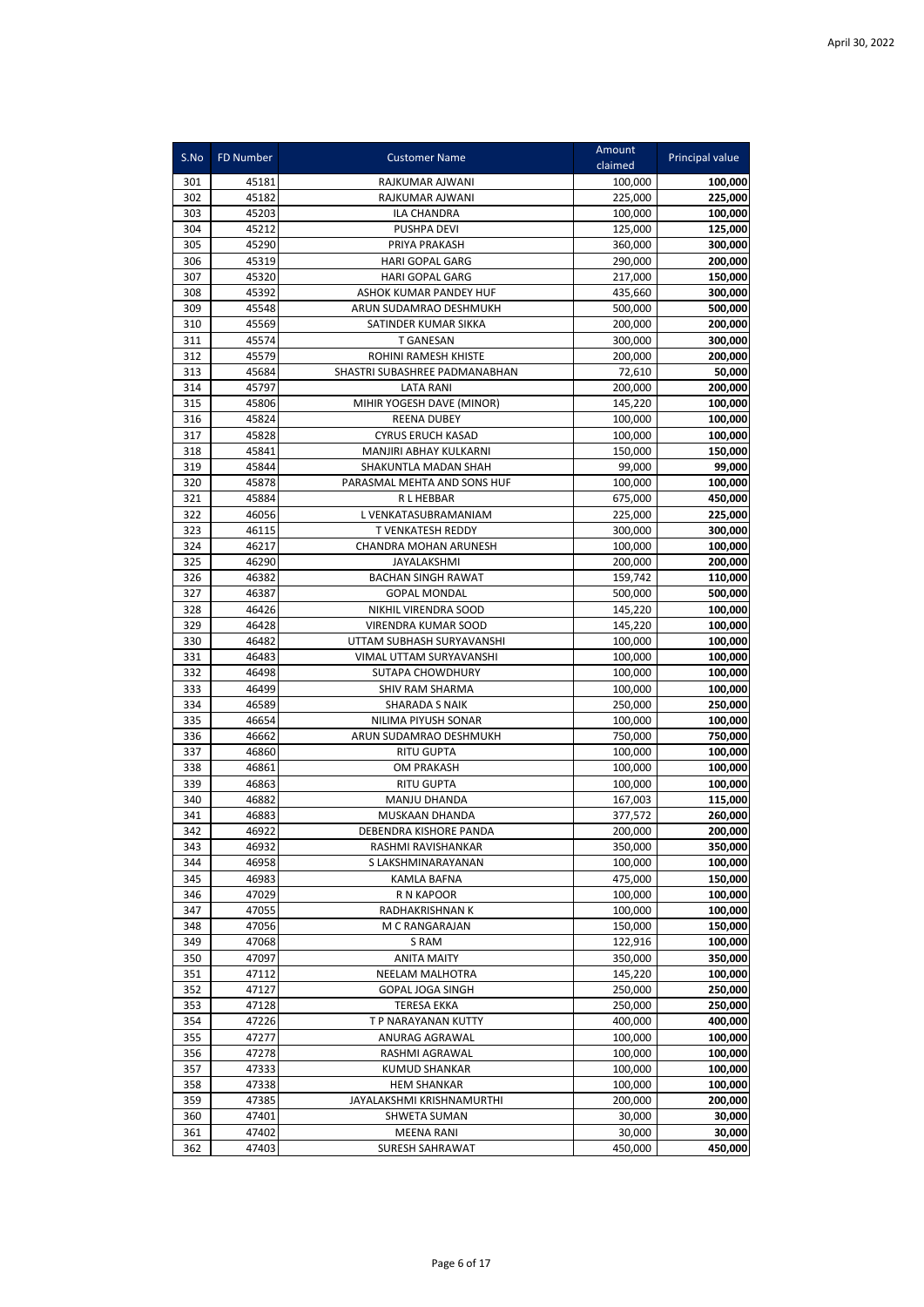April 30, 2022

| S.No | FD Number | Customer Name | Amount claimed | Principal value |
|---|---|---|---|---|
| 301 | 45181 | RAJKUMAR AJWANI | 100,000 | **100,000** |
| 302 | 45182 | RAJKUMAR AJWANI | 225,000 | **225,000** |
| 303 | 45203 | ILA CHANDRA | 100,000 | **100,000** |
| 304 | 45212 | PUSHPA DEVI | 125,000 | **125,000** |
| 305 | 45290 | PRIYA PRAKASH | 360,000 | **300,000** |
| 306 | 45319 | HARI GOPAL GARG | 290,000 | **200,000** |
| 307 | 45320 | HARI GOPAL GARG | 217,000 | **150,000** |
| 308 | 45392 | ASHOK KUMAR PANDEY HUF | 435,660 | **300,000** |
| 309 | 45548 | ARUN SUDAMRAO DESHMUKH | 500,000 | **500,000** |
| 310 | 45569 | SATINDER KUMAR SIKKA | 200,000 | **200,000** |
| 311 | 45574 | T GANESAN | 300,000 | **300,000** |
| 312 | 45579 | ROHINI RAMESH KHISTE | 200,000 | **200,000** |
| 313 | 45684 | SHASTRI SUBASHREE PADMANABHAN | 72,610 | **50,000** |
| 314 | 45797 | LATA RANI | 200,000 | **200,000** |
| 315 | 45806 | MIHIR YOGESH DAVE (MINOR) | 145,220 | **100,000** |
| 316 | 45824 | REENA DUBEY | 100,000 | **100,000** |
| 317 | 45828 | CYRUS ERUCH KASAD | 100,000 | **100,000** |
| 318 | 45841 | MANJIRI ABHAY KULKARNI | 150,000 | **150,000** |
| 319 | 45844 | SHAKUNTLA MADAN SHAH | 99,000 | **99,000** |
| 320 | 45878 | PARASMAL MEHTA AND SONS HUF | 100,000 | **100,000** |
| 321 | 45884 | R L HEBBAR | 675,000 | **450,000** |
| 322 | 46056 | L VENKATASUBRAMANIAM | 225,000 | **225,000** |
| 323 | 46115 | T VENKATESH REDDY | 300,000 | **300,000** |
| 324 | 46217 | CHANDRA MOHAN ARUNESH | 100,000 | **100,000** |
| 325 | 46290 | JAYALAKSHMI | 200,000 | **200,000** |
| 326 | 46382 | BACHAN SINGH RAWAT | 159,742 | **110,000** |
| 327 | 46387 | GOPAL MONDAL | 500,000 | **500,000** |
| 328 | 46426 | NIKHIL VIRENDRA SOOD | 145,220 | **100,000** |
| 329 | 46428 | VIRENDRA KUMAR SOOD | 145,220 | **100,000** |
| 330 | 46482 | UTTAM SUBHASH SURYAVANSHI | 100,000 | **100,000** |
| 331 | 46483 | VIMAL UTTAM SURYAVANSHI | 100,000 | **100,000** |
| 332 | 46498 | SUTAPA CHOWDHURY | 100,000 | **100,000** |
| 333 | 46499 | SHIV RAM SHARMA | 100,000 | **100,000** |
| 334 | 46589 | SHARADA S NAIK | 250,000 | **250,000** |
| 335 | 46654 | NILIMA PIYUSH SONAR | 100,000 | **100,000** |
| 336 | 46662 | ARUN SUDAMRAO DESHMUKH | 750,000 | **750,000** |
| 337 | 46860 | RITU GUPTA | 100,000 | **100,000** |
| 338 | 46861 | OM PRAKASH | 100,000 | **100,000** |
| 339 | 46863 | RITU GUPTA | 100,000 | **100,000** |
| 340 | 46882 | MANJU DHANDA | 167,003 | **115,000** |
| 341 | 46883 | MUSKAAN DHANDA | 377,572 | **260,000** |
| 342 | 46922 | DEBENDRA KISHORE PANDA | 200,000 | **200,000** |
| 343 | 46932 | RASHMI RAVISHANKAR | 350,000 | **350,000** |
| 344 | 46958 | S LAKSHMINARAYANAN | 100,000 | **100,000** |
| 345 | 46983 | KAMLA BAFNA | 475,000 | **150,000** |
| 346 | 47029 | R N KAPOOR | 100,000 | **100,000** |
| 347 | 47055 | RADHAKRISHNAN K | 100,000 | **100,000** |
| 348 | 47056 | M C RANGARAJAN | 150,000 | **150,000** |
| 349 | 47068 | S RAM | 122,916 | **100,000** |
| 350 | 47097 | ANITA MAITY | 350,000 | **350,000** |
| 351 | 47112 | NEELAM MALHOTRA | 145,220 | **100,000** |
| 352 | 47127 | GOPAL JOGA SINGH | 250,000 | **250,000** |
| 353 | 47128 | TERESA EKKA | 250,000 | **250,000** |
| 354 | 47226 | T P NARAYANAN KUTTY | 400,000 | **400,000** |
| 355 | 47277 | ANURAG AGRAWAL | 100,000 | **100,000** |
| 356 | 47278 | RASHMI AGRAWAL | 100,000 | **100,000** |
| 357 | 47333 | KUMUD SHANKAR | 100,000 | **100,000** |
| 358 | 47338 | HEM SHANKAR | 100,000 | **100,000** |
| 359 | 47385 | JAYALAKSHMI KRISHNAMURTHI | 200,000 | **200,000** |
| 360 | 47401 | SHWETA SUMAN | 30,000 | **30,000** |
| 361 | 47402 | MEENA RANI | 30,000 | **30,000** |
| 362 | 47403 | SURESH SAHRAWAT | 450,000 | **450,000** |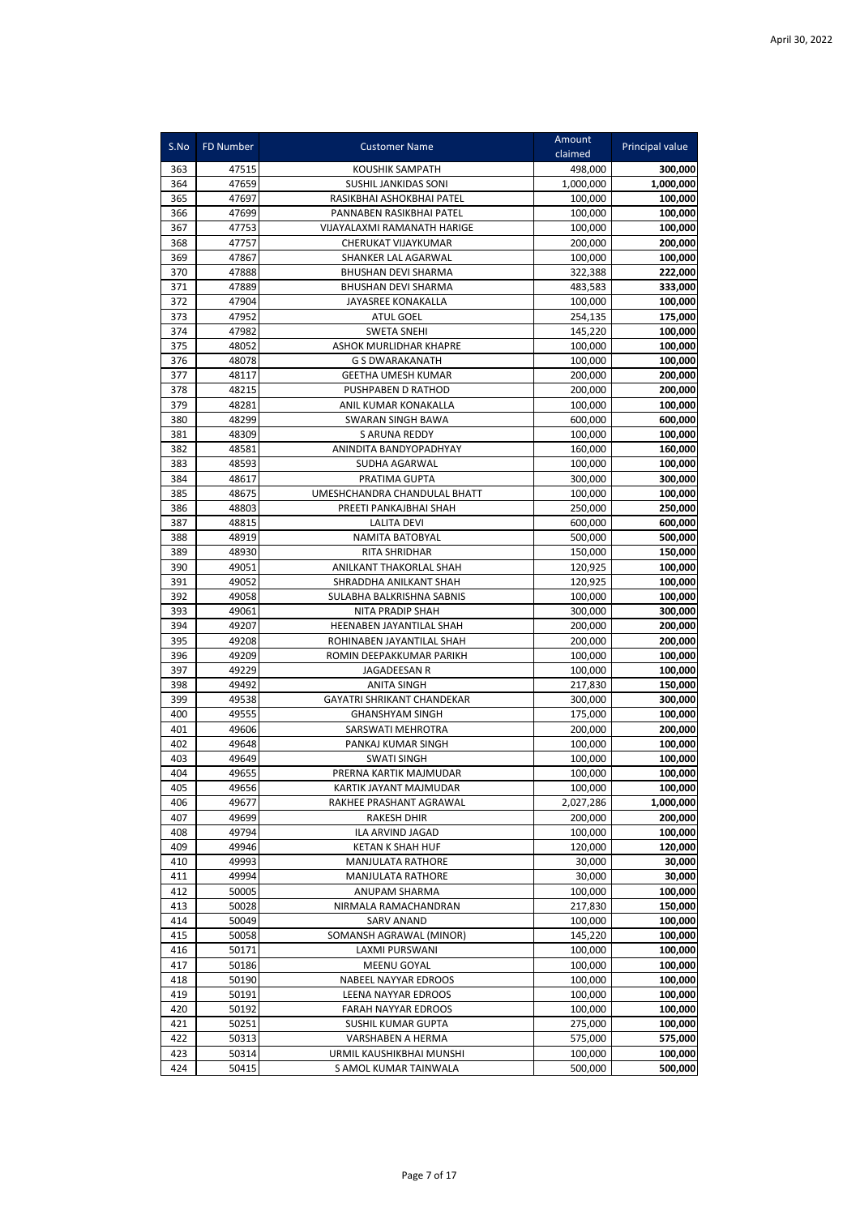April 30, 2022

| S.No | FD Number | Customer Name | Amount claimed | Principal value |
|---|---|---|---|---|
| 363 | 47515 | KOUSHIK SAMPATH | 498,000 | **300,000** |
| 364 | 47659 | SUSHIL JANKIDAS SONI | 1,000,000 | **1,000,000** |
| 365 | 47697 | RASIKBHAI ASHOKBHAI PATEL | 100,000 | **100,000** |
| 366 | 47699 | PANNABEN RASIKBHAI PATEL | 100,000 | **100,000** |
| 367 | 47753 | VIJAYALAXMI RAMANATH HARIGE | 100,000 | **100,000** |
| 368 | 47757 | CHERUKAT VIJAYKUMAR | 200,000 | **200,000** |
| 369 | 47867 | SHANKER LAL AGARWAL | 100,000 | **100,000** |
| 370 | 47888 | BHUSHAN DEVI SHARMA | 322,388 | **222,000** |
| 371 | 47889 | BHUSHAN DEVI SHARMA | 483,583 | **333,000** |
| 372 | 47904 | JAYASREE KONAKALLA | 100,000 | **100,000** |
| 373 | 47952 | ATUL GOEL | 254,135 | **175,000** |
| 374 | 47982 | SWETA SNEHI | 145,220 | **100,000** |
| 375 | 48052 | ASHOK MURLIDHAR KHAPRE | 100,000 | **100,000** |
| 376 | 48078 | G S DWARAKANATH | 100,000 | **100,000** |
| 377 | 48117 | GEETHA UMESH KUMAR | 200,000 | **200,000** |
| 378 | 48215 | PUSHPABEN D RATHOD | 200,000 | **200,000** |
| 379 | 48281 | ANIL KUMAR KONAKALLA | 100,000 | **100,000** |
| 380 | 48299 | SWARAN SINGH BAWA | 600,000 | **600,000** |
| 381 | 48309 | S ARUNA REDDY | 100,000 | **100,000** |
| 382 | 48581 | ANINDITA BANDYOPADHYAY | 160,000 | **160,000** |
| 383 | 48593 | SUDHA AGARWAL | 100,000 | **100,000** |
| 384 | 48617 | PRATIMA GUPTA | 300,000 | **300,000** |
| 385 | 48675 | UMESHCHANDRA CHANDULAL BHATT | 100,000 | **100,000** |
| 386 | 48803 | PREETI PANKAJBHAI SHAH | 250,000 | **250,000** |
| 387 | 48815 | LALITA DEVI | 600,000 | **600,000** |
| 388 | 48919 | NAMITA BATOBYAL | 500,000 | **500,000** |
| 389 | 48930 | RITA SHRIDHAR | 150,000 | **150,000** |
| 390 | 49051 | ANILKANT THAKORLAL SHAH | 120,925 | **100,000** |
| 391 | 49052 | SHRADDHA ANILKANT SHAH | 120,925 | **100,000** |
| 392 | 49058 | SULABHA BALKRISHNA SABNIS | 100,000 | **100,000** |
| 393 | 49061 | NITA PRADIP SHAH | 300,000 | **300,000** |
| 394 | 49207 | HEENABEN JAYANTILAL SHAH | 200,000 | **200,000** |
| 395 | 49208 | ROHINABEN JAYANTILAL SHAH | 200,000 | **200,000** |
| 396 | 49209 | ROMIN DEEPAKKUMAR PARIKH | 100,000 | **100,000** |
| 397 | 49229 | JAGADEESAN R | 100,000 | **100,000** |
| 398 | 49492 | ANITA SINGH | 217,830 | **150,000** |
| 399 | 49538 | GAYATRI SHRIKANT CHANDEKAR | 300,000 | **300,000** |
| 400 | 49555 | GHANSHYAM SINGH | 175,000 | **100,000** |
| 401 | 49606 | SARSWATI MEHROTRA | 200,000 | **200,000** |
| 402 | 49648 | PANKAJ KUMAR SINGH | 100,000 | **100,000** |
| 403 | 49649 | SWATI SINGH | 100,000 | **100,000** |
| 404 | 49655 | PRERNA KARTIK MAJMUDAR | 100,000 | **100,000** |
| 405 | 49656 | KARTIK JAYANT MAJMUDAR | 100,000 | **100,000** |
| 406 | 49677 | RAKHEE PRASHANT AGRAWAL | 2,027,286 | **1,000,000** |
| 407 | 49699 | RAKESH DHIR | 200,000 | **200,000** |
| 408 | 49794 | ILA ARVIND JAGAD | 100,000 | **100,000** |
| 409 | 49946 | KETAN K SHAH HUF | 120,000 | **120,000** |
| 410 | 49993 | MANJULATA RATHORE | 30,000 | **30,000** |
| 411 | 49994 | MANJULATA RATHORE | 30,000 | **30,000** |
| 412 | 50005 | ANUPAM SHARMA | 100,000 | **100,000** |
| 413 | 50028 | NIRMALA RAMACHANDRAN | 217,830 | **150,000** |
| 414 | 50049 | SARV ANAND | 100,000 | **100,000** |
| 415 | 50058 | SOMANSH AGRAWAL (MINOR) | 145,220 | **100,000** |
| 416 | 50171 | LAXMI PURSWANI | 100,000 | **100,000** |
| 417 | 50186 | MEENU GOYAL | 100,000 | **100,000** |
| 418 | 50190 | NABEEL NAYYAR EDROOS | 100,000 | **100,000** |
| 419 | 50191 | LEENA NAYYAR EDROOS | 100,000 | **100,000** |
| 420 | 50192 | FARAH NAYYAR EDROOS | 100,000 | **100,000** |
| 421 | 50251 | SUSHIL KUMAR GUPTA | 275,000 | **100,000** |
| 422 | 50313 | VARSHABEN A HERMA | 575,000 | **575,000** |
| 423 | 50314 | URMIL KAUSHIKBHAI MUNSHI | 100,000 | **100,000** |
| 424 | 50415 | S AMOL KUMAR TAINWALA | 500,000 | **500,000** |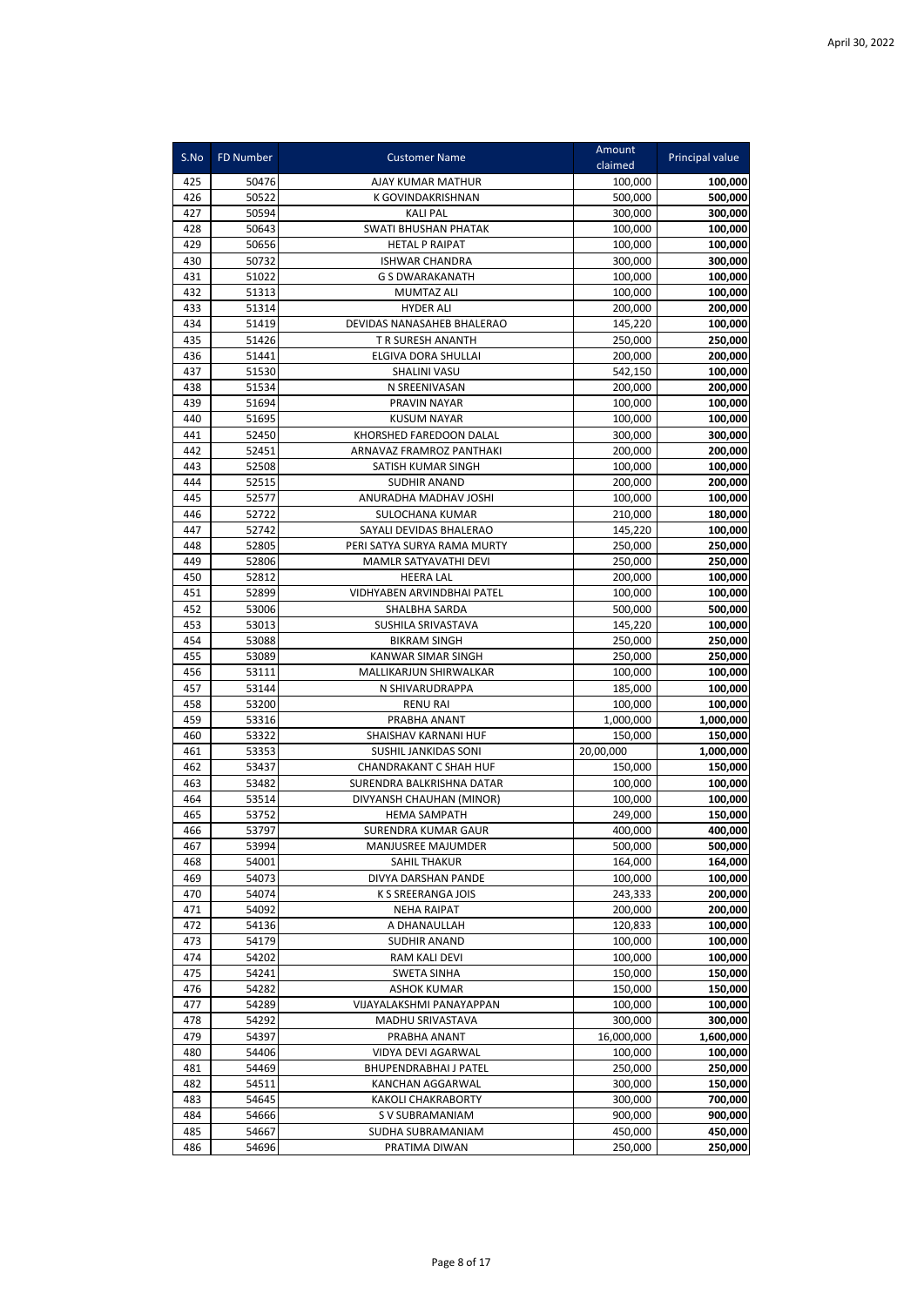| S.No | FD Number | Customer Name | Amount claimed | Principal value |
|---|---|---|---|---|
| 425 | 50476 | AJAY KUMAR MATHUR | 100,000 | **100,000** |
| 426 | 50522 | K GOVINDAKRISHNAN | 500,000 | **500,000** |
| 427 | 50594 | KALI PAL | 300,000 | **300,000** |
| 428 | 50643 | SWATI BHUSHAN PHATAK | 100,000 | **100,000** |
| 429 | 50656 | HETAL P RAIPAT | 100,000 | **100,000** |
| 430 | 50732 | ISHWAR CHANDRA | 300,000 | **300,000** |
| 431 | 51022 | G S DWARAKANATH | 100,000 | **100,000** |
| 432 | 51313 | MUMTAZ ALI | 100,000 | **100,000** |
| 433 | 51314 | HYDER ALI | 200,000 | **200,000** |
| 434 | 51419 | DEVIDAS NANASAHEB BHALERAO | 145,220 | **100,000** |
| 435 | 51426 | T R SURESH ANANTH | 250,000 | **250,000** |
| 436 | 51441 | ELGIVA DORA SHULLAI | 200,000 | **200,000** |
| 437 | 51530 | SHALINI VASU | 542,150 | **100,000** |
| 438 | 51534 | N SREENIVASAN | 200,000 | **200,000** |
| 439 | 51694 | PRAVIN NAYAR | 100,000 | **100,000** |
| 440 | 51695 | KUSUM NAYAR | 100,000 | **100,000** |
| 441 | 52450 | KHORSHED FAREDOON DALAL | 300,000 | **300,000** |
| 442 | 52451 | ARNAVAZ FRAMROZ PANTHAKI | 200,000 | **200,000** |
| 443 | 52508 | SATISH KUMAR SINGH | 100,000 | **100,000** |
| 444 | 52515 | SUDHIR ANAND | 200,000 | **200,000** |
| 445 | 52577 | ANURADHA MADHAV JOSHI | 100,000 | **100,000** |
| 446 | 52722 | SULOCHANA KUMAR | 210,000 | **180,000** |
| 447 | 52742 | SAYALI DEVIDAS BHALERAO | 145,220 | **100,000** |
| 448 | 52805 | PERI SATYA SURYA RAMA MURTY | 250,000 | **250,000** |
| 449 | 52806 | MAMLR SATYAVATHI DEVI | 250,000 | **250,000** |
| 450 | 52812 | HEERA LAL | 200,000 | **100,000** |
| 451 | 52899 | VIDHYABEN ARVINDBHAI PATEL | 100,000 | **100,000** |
| 452 | 53006 | SHALBHA SARDA | 500,000 | **500,000** |
| 453 | 53013 | SUSHILA SRIVASTAVA | 145,220 | **100,000** |
| 454 | 53088 | BIKRAM SINGH | 250,000 | **250,000** |
| 455 | 53089 | KANWAR SIMAR SINGH | 250,000 | **250,000** |
| 456 | 53111 | MALLIKARJUN SHIRWALKAR | 100,000 | **100,000** |
| 457 | 53144 | N SHIVARUDRAPPA | 185,000 | **100,000** |
| 458 | 53200 | RENU RAI | 100,000 | **100,000** |
| 459 | 53316 | PRABHA ANANT | 1,000,000 | **1,000,000** |
| 460 | 53322 | SHAISHAV KARNANI HUF | 150,000 | **150,000** |
| 461 | 53353 | SUSHIL JANKIDAS SONI | 20,00,000 | **1,000,000** |
| 462 | 53437 | CHANDRAKANT C SHAH HUF | 150,000 | **150,000** |
| 463 | 53482 | SURENDRA BALKRISHNA DATAR | 100,000 | **100,000** |
| 464 | 53514 | DIVYANSH CHAUHAN (MINOR) | 100,000 | **100,000** |
| 465 | 53752 | HEMA SAMPATH | 249,000 | **150,000** |
| 466 | 53797 | SURENDRA KUMAR GAUR | 400,000 | **400,000** |
| 467 | 53994 | MANJUSREE MAJUMDER | 500,000 | **500,000** |
| 468 | 54001 | SAHIL THAKUR | 164,000 | **164,000** |
| 469 | 54073 | DIVYA DARSHAN PANDE | 100,000 | **100,000** |
| 470 | 54074 | K S SREERANGA JOIS | 243,333 | **200,000** |
| 471 | 54092 | NEHA RAIPAT | 200,000 | **200,000** |
| 472 | 54136 | A DHANAULLAH | 120,833 | **100,000** |
| 473 | 54179 | SUDHIR ANAND | 100,000 | **100,000** |
| 474 | 54202 | RAM KALI DEVI | 100,000 | **100,000** |
| 475 | 54241 | SWETA SINHA | 150,000 | **150,000** |
| 476 | 54282 | ASHOK KUMAR | 150,000 | **150,000** |
| 477 | 54289 | VIJAYALAKSHMI PANAYAPPAN | 100,000 | **100,000** |
| 478 | 54292 | MADHU SRIVASTAVA | 300,000 | **300,000** |
| 479 | 54397 | PRABHA ANANT | 16,000,000 | **1,600,000** |
| 480 | 54406 | VIDYA DEVI AGARWAL | 100,000 | **100,000** |
| 481 | 54469 | BHUPENDRABHAI J PATEL | 250,000 | **250,000** |
| 482 | 54511 | KANCHAN AGGARWAL | 300,000 | **150,000** |
| 483 | 54645 | KAKOLI CHAKRABORTY | 300,000 | **700,000** |
| 484 | 54666 | S V SUBRAMANIAM | 900,000 | **900,000** |
| 485 | 54667 | SUDHA SUBRAMANIAM | 450,000 | **450,000** |
| 486 | 54696 | PRATIMA DIWAN | 250,000 | **250,000** |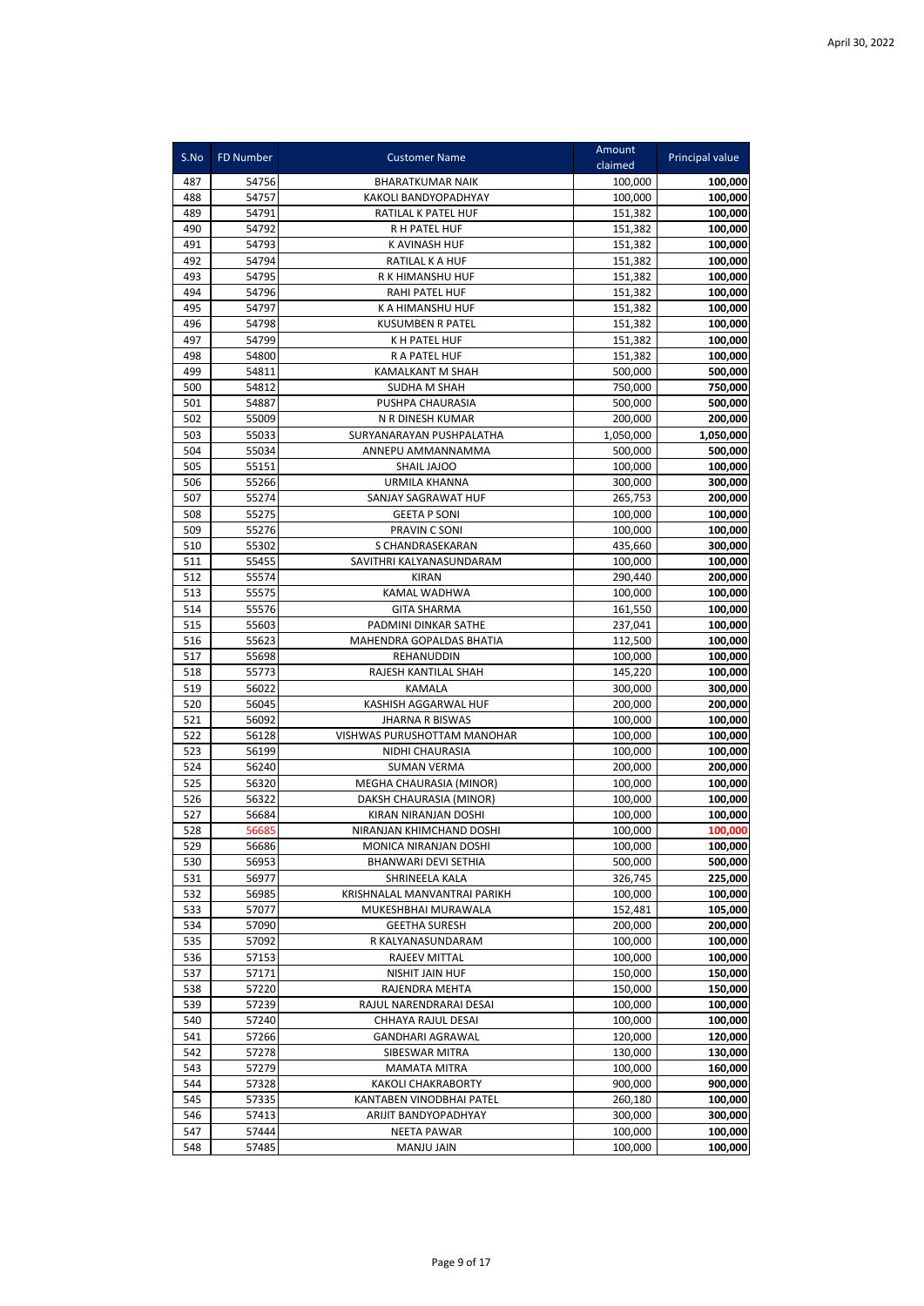| S.No | FD Number | Customer Name | Amount claimed | Principal value |
|---|---|---|---|---|
| 487 | 54756 | BHARATKUMAR NAIK | 100,000 | **100,000** |
| 488 | 54757 | KAKOLI BANDYOPADHYAY | 100,000 | **100,000** |
| 489 | 54791 | RATILAL K PATEL HUF | 151,382 | **100,000** |
| 490 | 54792 | R H PATEL HUF | 151,382 | **100,000** |
| 491 | 54793 | K AVINASH HUF | 151,382 | **100,000** |
| 492 | 54794 | RATILAL K A HUF | 151,382 | **100,000** |
| 493 | 54795 | R K HIMANSHU HUF | 151,382 | **100,000** |
| 494 | 54796 | RAHI PATEL HUF | 151,382 | **100,000** |
| 495 | 54797 | K A HIMANSHU HUF | 151,382 | **100,000** |
| 496 | 54798 | KUSUMBEN R PATEL | 151,382 | **100,000** |
| 497 | 54799 | K H PATEL HUF | 151,382 | **100,000** |
| 498 | 54800 | R A PATEL HUF | 151,382 | **100,000** |
| 499 | 54811 | KAMALKANT M SHAH | 500,000 | **500,000** |
| 500 | 54812 | SUDHA M SHAH | 750,000 | **750,000** |
| 501 | 54887 | PUSHPA CHAURASIA | 500,000 | **500,000** |
| 502 | 55009 | N R DINESH KUMAR | 200,000 | **200,000** |
| 503 | 55033 | SURYANARAYAN PUSHPALATHA | 1,050,000 | **1,050,000** |
| 504 | 55034 | ANNEPU AMMANNAMMA | 500,000 | **500,000** |
| 505 | 55151 | SHAIL JAJOO | 100,000 | **100,000** |
| 506 | 55266 | URMILA KHANNA | 300,000 | **300,000** |
| 507 | 55274 | SANJAY SAGRAWAT HUF | 265,753 | **200,000** |
| 508 | 55275 | GEETA P SONI | 100,000 | **100,000** |
| 509 | 55276 | PRAVIN C SONI | 100,000 | **100,000** |
| 510 | 55302 | S CHANDRASEKARAN | 435,660 | **300,000** |
| 511 | 55455 | SAVITHRI KALYANASUNDARAM | 100,000 | **100,000** |
| 512 | 55574 | KIRAN | 290,440 | **200,000** |
| 513 | 55575 | KAMAL WADHWA | 100,000 | **100,000** |
| 514 | 55576 | GITA SHARMA | 161,550 | **100,000** |
| 515 | 55603 | PADMINI DINKAR SATHE | 237,041 | **100,000** |
| 516 | 55623 | MAHENDRA GOPALDAS BHATIA | 112,500 | **100,000** |
| 517 | 55698 | REHANUDDIN | 100,000 | **100,000** |
| 518 | 55773 | RAJESH KANTILAL SHAH | 145,220 | **100,000** |
| 519 | 56022 | KAMALA | 300,000 | **300,000** |
| 520 | 56045 | KASHISH AGGARWAL HUF | 200,000 | **200,000** |
| 521 | 56092 | JHARNA R BISWAS | 100,000 | **100,000** |
| 522 | 56128 | VISHWAS PURUSHOTTAM MANOHAR | 100,000 | **100,000** |
| 523 | 56199 | NIDHI CHAURASIA | 100,000 | **100,000** |
| 524 | 56240 | SUMAN VERMA | 200,000 | **200,000** |
| 525 | 56320 | MEGHA CHAURASIA (MINOR) | 100,000 | **100,000** |
| 526 | 56322 | DAKSH CHAURASIA (MINOR) | 100,000 | **100,000** |
| 527 | 56684 | KIRAN NIRANJAN DOSHI | 100,000 | **100,000** |
| 528 | 56685 | NIRANJAN KHIMCHAND DOSHI | 100,000 | **100,000** |
| 529 | 56686 | MONICA NIRANJAN DOSHI | 100,000 | **100,000** |
| 530 | 56953 | BHANWARI DEVI SETHIA | 500,000 | **500,000** |
| 531 | 56977 | SHRINEELA KALA | 326,745 | **225,000** |
| 532 | 56985 | KRISHNALAL MANVANTRAI PARIKH | 100,000 | **100,000** |
| 533 | 57077 | MUKESHBHAI MURAWALA | 152,481 | **105,000** |
| 534 | 57090 | GEETHA SURESH | 200,000 | **200,000** |
| 535 | 57092 | R KALYANASUNDARAM | 100,000 | **100,000** |
| 536 | 57153 | RAJEEV MITTAL | 100,000 | **100,000** |
| 537 | 57171 | NISHIT JAIN HUF | 150,000 | **150,000** |
| 538 | 57220 | RAJENDRA MEHTA | 150,000 | **150,000** |
| 539 | 57239 | RAJUL NARENDRARAI DESAI | 100,000 | **100,000** |
| 540 | 57240 | CHHAYA RAJUL DESAI | 100,000 | **100,000** |
| 541 | 57266 | GANDHARI AGRAWAL | 120,000 | **120,000** |
| 542 | 57278 | SIBESWAR MITRA | 130,000 | **130,000** |
| 543 | 57279 | MAMATA MITRA | 100,000 | **160,000** |
| 544 | 57328 | KAKOLI CHAKRABORTY | 900,000 | **900,000** |
| 545 | 57335 | KANTABEN VINODBHAI PATEL | 260,180 | **100,000** |
| 546 | 57413 | ARIJIT BANDYOPADHYAY | 300,000 | **300,000** |
| 547 | 57444 | NEETA PAWAR | 100,000 | **100,000** |
| 548 | 57485 | MANJU JAIN | 100,000 | **100,000** |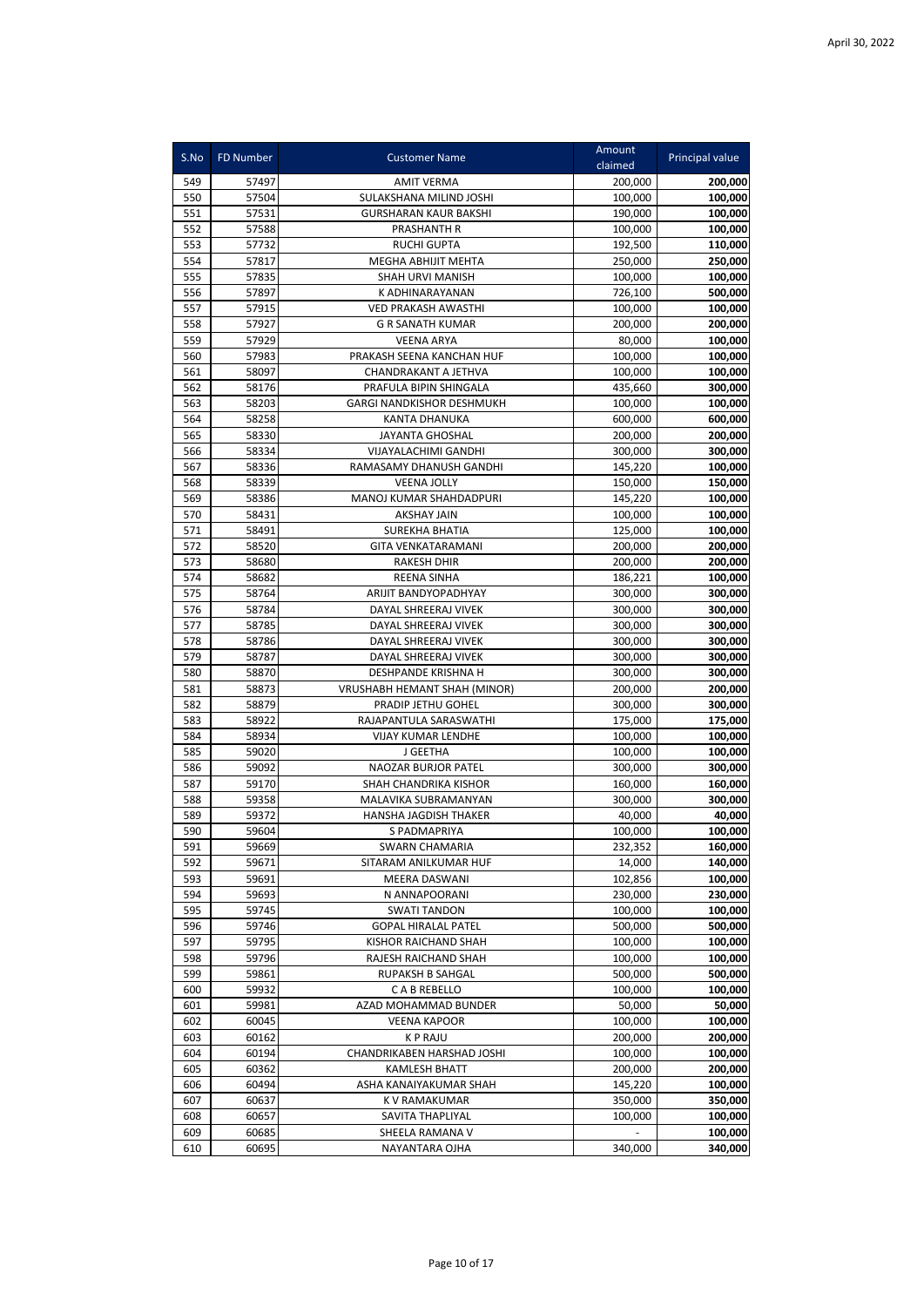April 30, 2022

| S.No | FD Number | Customer Name | Amount claimed | Principal value |
|---|---|---|---|---|
| 549 | 57497 | AMIT VERMA | 200,000 | **200,000** |
| 550 | 57504 | SULAKSHANA MILIND JOSHI | 100,000 | **100,000** |
| 551 | 57531 | GURSHARAN KAUR BAKSHI | 190,000 | **100,000** |
| 552 | 57588 | PRASHANTH R | 100,000 | **100,000** |
| 553 | 57732 | RUCHI GUPTA | 192,500 | **110,000** |
| 554 | 57817 | MEGHA ABHIJIT MEHTA | 250,000 | **250,000** |
| 555 | 57835 | SHAH URVI MANISH | 100,000 | **100,000** |
| 556 | 57897 | K ADHINARAYANAN | 726,100 | **500,000** |
| 557 | 57915 | VED PRAKASH AWASTHI | 100,000 | **100,000** |
| 558 | 57927 | G R SANATH KUMAR | 200,000 | **200,000** |
| 559 | 57929 | VEENA ARYA | 80,000 | **100,000** |
| 560 | 57983 | PRAKASH SEENA KANCHAN HUF | 100,000 | **100,000** |
| 561 | 58097 | CHANDRAKANT A JETHVA | 100,000 | **100,000** |
| 562 | 58176 | PRAFULA BIPIN SHINGALA | 435,660 | **300,000** |
| 563 | 58203 | GARGI NANDKISHOR DESHMUKH | 100,000 | **100,000** |
| 564 | 58258 | KANTA DHANUKA | 600,000 | **600,000** |
| 565 | 58330 | JAYANTA GHOSHAL | 200,000 | **200,000** |
| 566 | 58334 | VIJAYALACHIMI GANDHI | 300,000 | **300,000** |
| 567 | 58336 | RAMASAMY DHANUSH GANDHI | 145,220 | **100,000** |
| 568 | 58339 | VEENA JOLLY | 150,000 | **150,000** |
| 569 | 58386 | MANOJ KUMAR SHAHDADPURI | 145,220 | **100,000** |
| 570 | 58431 | AKSHAY JAIN | 100,000 | **100,000** |
| 571 | 58491 | SUREKHA BHATIA | 125,000 | **100,000** |
| 572 | 58520 | GITA VENKATARAMANI | 200,000 | **200,000** |
| 573 | 58680 | RAKESH DHIR | 200,000 | **200,000** |
| 574 | 58682 | REENA SINHA | 186,221 | **100,000** |
| 575 | 58764 | ARIJIT BANDYOPADHYAY | 300,000 | **300,000** |
| 576 | 58784 | DAYAL SHREERAJ VIVEK | 300,000 | **300,000** |
| 577 | 58785 | DAYAL SHREERAJ VIVEK | 300,000 | **300,000** |
| 578 | 58786 | DAYAL SHREERAJ VIVEK | 300,000 | **300,000** |
| 579 | 58787 | DAYAL SHREERAJ VIVEK | 300,000 | **300,000** |
| 580 | 58870 | DESHPANDE KRISHNA H | 300,000 | **300,000** |
| 581 | 58873 | VRUSHABH HEMANT SHAH (MINOR) | 200,000 | **200,000** |
| 582 | 58879 | PRADIP JETHU GOHEL | 300,000 | **300,000** |
| 583 | 58922 | RAJAPANTULA SARASWATHI | 175,000 | **175,000** |
| 584 | 58934 | VIJAY KUMAR LENDHE | 100,000 | **100,000** |
| 585 | 59020 | J GEETHA | 100,000 | **100,000** |
| 586 | 59092 | NAOZAR BURJOR PATEL | 300,000 | **300,000** |
| 587 | 59170 | SHAH CHANDRIKA KISHOR | 160,000 | **160,000** |
| 588 | 59358 | MALAVIKA SUBRAMANYAN | 300,000 | **300,000** |
| 589 | 59372 | HANSHA JAGDISH THAKER | 40,000 | **40,000** |
| 590 | 59604 | S PADMAPRIYA | 100,000 | **100,000** |
| 591 | 59669 | SWARN CHAMARIA | 232,352 | **160,000** |
| 592 | 59671 | SITARAM ANILKUMAR HUF | 14,000 | **140,000** |
| 593 | 59691 | MEERA DASWANI | 102,856 | **100,000** |
| 594 | 59693 | N ANNAPOORANI | 230,000 | **230,000** |
| 595 | 59745 | SWATI TANDON | 100,000 | **100,000** |
| 596 | 59746 | GOPAL HIRALAL PATEL | 500,000 | **500,000** |
| 597 | 59795 | KISHOR RAICHAND SHAH | 100,000 | **100,000** |
| 598 | 59796 | RAJESH RAICHAND SHAH | 100,000 | **100,000** |
| 599 | 59861 | RUPAKSH B SAHGAL | 500,000 | **500,000** |
| 600 | 59932 | C A B REBELLO | 100,000 | **100,000** |
| 601 | 59981 | AZAD MOHAMMAD BUNDER | 50,000 | **50,000** |
| 602 | 60045 | VEENA KAPOOR | 100,000 | **100,000** |
| 603 | 60162 | K P RAJU | 200,000 | **200,000** |
| 604 | 60194 | CHANDRIKABEN HARSHAD JOSHI | 100,000 | **100,000** |
| 605 | 60362 | KAMLESH BHATT | 200,000 | **200,000** |
| 606 | 60494 | ASHA KANAIYAKUMAR SHAH | 145,220 | **100,000** |
| 607 | 60637 | K V RAMAKUMAR | 350,000 | **350,000** |
| 608 | 60657 | SAVITA THAPLIYAL | 100,000 | **100,000** |
| 609 | 60685 | SHEELA RAMANA V | - | **100,000** |
| 610 | 60695 | NAYANTARA OJHA | 340,000 | **340,000** |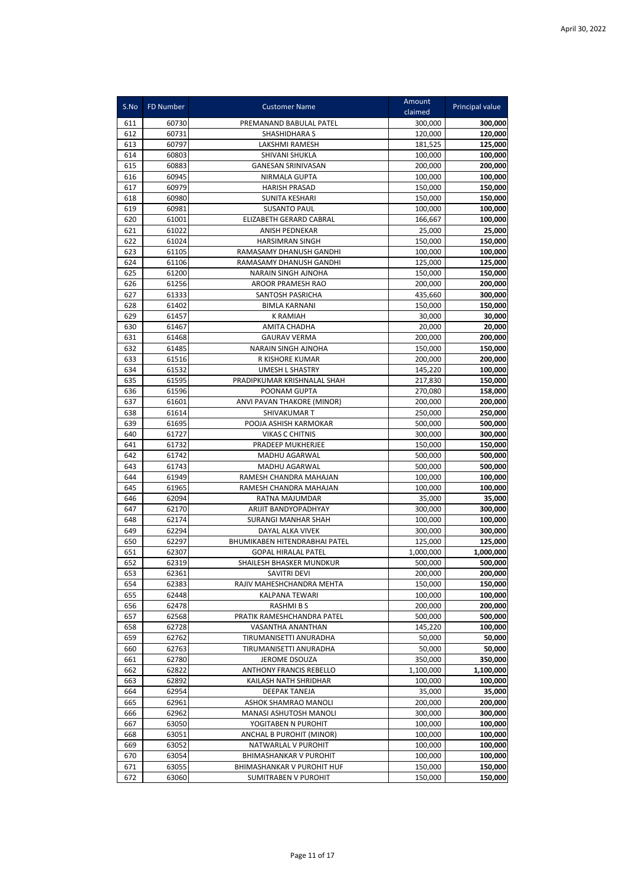| S.No | FD Number | Customer Name | Amount claimed | Principal value |
|---|---|---|---|---|
| 611 | 60730 | PREMANAND BABULAL PATEL | 300,000 | **300,000** |
| 612 | 60731 | SHASHIDHARA S | 120,000 | **120,000** |
| 613 | 60797 | LAKSHMI RAMESH | 181,525 | **125,000** |
| 614 | 60803 | SHIVANI SHUKLA | 100,000 | **100,000** |
| 615 | 60883 | GANESAN SRINIVASAN | 200,000 | **200,000** |
| 616 | 60945 | NIRMALA GUPTA | 100,000 | **100,000** |
| 617 | 60979 | HARISH PRASAD | 150,000 | **150,000** |
| 618 | 60980 | SUNITA KESHARI | 150,000 | **150,000** |
| 619 | 60981 | SUSANTO PAUL | 100,000 | **100,000** |
| 620 | 61001 | ELIZABETH GERARD CABRAL | 166,667 | **100,000** |
| 621 | 61022 | ANISH PEDNEKAR | 25,000 | **25,000** |
| 622 | 61024 | HARSIMRAN SINGH | 150,000 | **150,000** |
| 623 | 61105 | RAMASAMY DHANUSH GANDHI | 100,000 | **100,000** |
| 624 | 61106 | RAMASAMY DHANUSH GANDHI | 125,000 | **125,000** |
| 625 | 61200 | NARAIN SINGH AJNOHA | 150,000 | **150,000** |
| 626 | 61256 | AROOR PRAMESH RAO | 200,000 | **200,000** |
| 627 | 61333 | SANTOSH PASRICHA | 435,660 | **300,000** |
| 628 | 61402 | BIMLA KARNANI | 150,000 | **150,000** |
| 629 | 61457 | K RAMIAH | 30,000 | **30,000** |
| 630 | 61467 | AMITA CHADHA | 20,000 | **20,000** |
| 631 | 61468 | GAURAV VERMA | 200,000 | **200,000** |
| 632 | 61485 | NARAIN SINGH AJNOHA | 150,000 | **150,000** |
| 633 | 61516 | R KISHORE KUMAR | 200,000 | **200,000** |
| 634 | 61532 | UMESH L SHASTRY | 145,220 | **100,000** |
| 635 | 61595 | PRADIPKUMAR KRISHNALAL SHAH | 217,830 | **150,000** |
| 636 | 61596 | POONAM GUPTA | 270,080 | **158,000** |
| 637 | 61601 | ANVI PAVAN THAKORE (MINOR) | 200,000 | **200,000** |
| 638 | 61614 | SHIVAKUMAR T | 250,000 | **250,000** |
| 639 | 61695 | POOJA ASHISH KARMOKAR | 500,000 | **500,000** |
| 640 | 61727 | VIKAS C CHITNIS | 300,000 | **300,000** |
| 641 | 61732 | PRADEEP MUKHERJEE | 150,000 | **150,000** |
| 642 | 61742 | MADHU AGARWAL | 500,000 | **500,000** |
| 643 | 61743 | MADHU AGARWAL | 500,000 | **500,000** |
| 644 | 61949 | RAMESH CHANDRA MAHAJAN | 100,000 | **100,000** |
| 645 | 61965 | RAMESH CHANDRA MAHAJAN | 100,000 | **100,000** |
| 646 | 62094 | RATNA MAJUMDAR | 35,000 | **35,000** |
| 647 | 62170 | ARIJIT BANDYOPADHYAY | 300,000 | **300,000** |
| 648 | 62174 | SURANGI MANHAR SHAH | 100,000 | **100,000** |
| 649 | 62294 | DAYAL ALKA VIVEK | 300,000 | **300,000** |
| 650 | 62297 | BHUMIKABEN HITENDRABHAI PATEL | 125,000 | **125,000** |
| 651 | 62307 | GOPAL HIRALAL PATEL | 1,000,000 | **1,000,000** |
| 652 | 62319 | SHAILESH BHASKER MUNDKUR | 500,000 | **500,000** |
| 653 | 62361 | SAVITRI DEVI | 200,000 | **200,000** |
| 654 | 62383 | RAJIV MAHESHCHANDRA MEHTA | 150,000 | **150,000** |
| 655 | 62448 | KALPANA TEWARI | 100,000 | **100,000** |
| 656 | 62478 | RASHMI B S | 200,000 | **200,000** |
| 657 | 62568 | PRATIK RAMESHCHANDRA PATEL | 500,000 | **500,000** |
| 658 | 62728 | VASANTHA ANANTHAN | 145,220 | **100,000** |
| 659 | 62762 | TIRUMANISETTI ANURADHA | 50,000 | **50,000** |
| 660 | 62763 | TIRUMANISETTI ANURADHA | 50,000 | **50,000** |
| 661 | 62780 | JEROME DSOUZA | 350,000 | **350,000** |
| 662 | 62822 | ANTHONY FRANCIS REBELLO | 1,100,000 | **1,100,000** |
| 663 | 62892 | KAILASH NATH SHRIDHAR | 100,000 | **100,000** |
| 664 | 62954 | DEEPAK TANEJA | 35,000 | **35,000** |
| 665 | 62961 | ASHOK SHAMRAO MANOLI | 200,000 | **200,000** |
| 666 | 62962 | MANASI ASHUTOSH MANOLI | 300,000 | **300,000** |
| 667 | 63050 | YOGITABEN N PUROHIT | 100,000 | **100,000** |
| 668 | 63051 | ANCHAL B PUROHIT (MINOR) | 100,000 | **100,000** |
| 669 | 63052 | NATWARLAL V PUROHIT | 100,000 | **100,000** |
| 670 | 63054 | BHIMASHANKAR V PUROHIT | 100,000 | **100,000** |
| 671 | 63055 | BHIMASHANKAR V PUROHIT HUF | 150,000 | **150,000** |
| 672 | 63060 | SUMITRABEN V PUROHIT | 150,000 | **150,000** |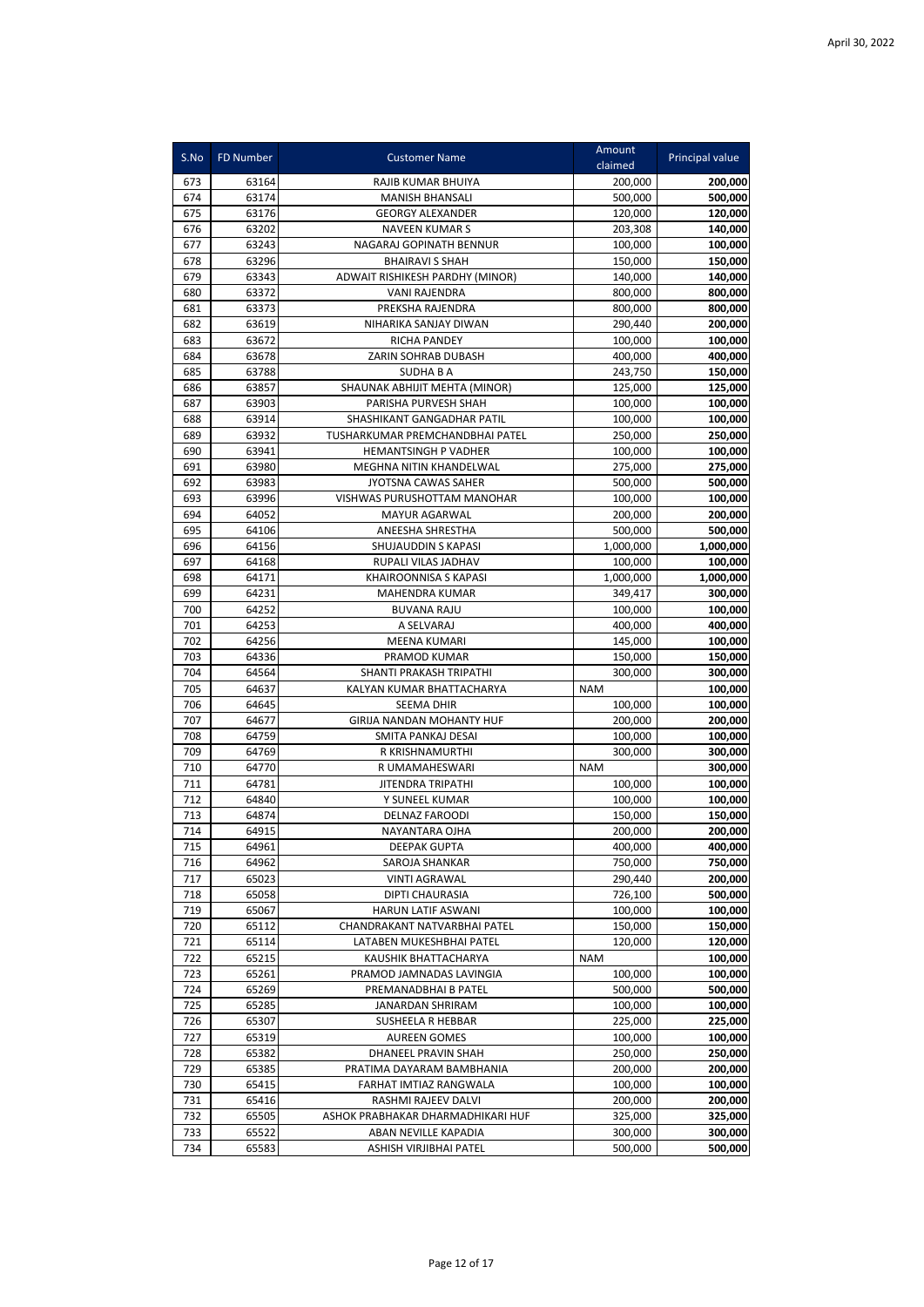April 30, 2022

| S.No | FD Number | Customer Name | Amount claimed | Principal value |
|---|---|---|---|---|
| 673 | 63164 | RAJIB KUMAR BHUIYA | 200,000 | **200,000** |
| 674 | 63174 | MANISH BHANSALI | 500,000 | **500,000** |
| 675 | 63176 | GEORGY ALEXANDER | 120,000 | **120,000** |
| 676 | 63202 | NAVEEN KUMAR S | 203,308 | **140,000** |
| 677 | 63243 | NAGARAJ GOPINATH BENNUR | 100,000 | **100,000** |
| 678 | 63296 | BHAIRAVI S SHAH | 150,000 | **150,000** |
| 679 | 63343 | ADWAIT RISHIKESH PARDHY (MINOR) | 140,000 | **140,000** |
| 680 | 63372 | VANI RAJENDRA | 800,000 | **800,000** |
| 681 | 63373 | PREKSHA RAJENDRA | 800,000 | **800,000** |
| 682 | 63619 | NIHARIKA SANJAY DIWAN | 290,440 | **200,000** |
| 683 | 63672 | RICHA PANDEY | 100,000 | **100,000** |
| 684 | 63678 | ZARIN SOHRAB DUBASH | 400,000 | **400,000** |
| 685 | 63788 | SUDHA B A | 243,750 | **150,000** |
| 686 | 63857 | SHAUNAK ABHIJIT MEHTA (MINOR) | 125,000 | **125,000** |
| 687 | 63903 | PARISHA PURVESH SHAH | 100,000 | **100,000** |
| 688 | 63914 | SHASHIKANT GANGADHAR PATIL | 100,000 | **100,000** |
| 689 | 63932 | TUSHARKUMAR PREMCHANDBHAI PATEL | 250,000 | **250,000** |
| 690 | 63941 | HEMANTSINGH P VADHER | 100,000 | **100,000** |
| 691 | 63980 | MEGHNA NITIN KHANDELWAL | 275,000 | **275,000** |
| 692 | 63983 | JYOTSNA CAWAS SAHER | 500,000 | **500,000** |
| 693 | 63996 | VISHWAS PURUSHOTTAM MANOHAR | 100,000 | **100,000** |
| 694 | 64052 | MAYUR AGARWAL | 200,000 | **200,000** |
| 695 | 64106 | ANEESHA SHRESTHA | 500,000 | **500,000** |
| 696 | 64156 | SHUJAUDDIN S KAPASI | 1,000,000 | **1,000,000** |
| 697 | 64168 | RUPALI VILAS JADHAV | 100,000 | **100,000** |
| 698 | 64171 | KHAIROONNISA S KAPASI | 1,000,000 | **1,000,000** |
| 699 | 64231 | MAHENDRA KUMAR | 349,417 | **300,000** |
| 700 | 64252 | BUVANA RAJU | 100,000 | **100,000** |
| 701 | 64253 | A SELVARAJ | 400,000 | **400,000** |
| 702 | 64256 | MEENA KUMARI | 145,000 | **100,000** |
| 703 | 64336 | PRAMOD KUMAR | 150,000 | **150,000** |
| 704 | 64564 | SHANTI PRAKASH TRIPATHI | 300,000 | **300,000** |
| 705 | 64637 | KALYAN KUMAR BHATTACHARYA | NAM | **100,000** |
| 706 | 64645 | SEEMA DHIR | 100,000 | **100,000** |
| 707 | 64677 | GIRIJA NANDAN MOHANTY HUF | 200,000 | **200,000** |
| 708 | 64759 | SMITA PANKAJ DESAI | 100,000 | **100,000** |
| 709 | 64769 | R KRISHNAMURTHI | 300,000 | **300,000** |
| 710 | 64770 | R UMAMAHESWARI | NAM | **300,000** |
| 711 | 64781 | JITENDRA TRIPATHI | 100,000 | **100,000** |
| 712 | 64840 | Y SUNEEL KUMAR | 100,000 | **100,000** |
| 713 | 64874 | DELNAZ FAROODI | 150,000 | **150,000** |
| 714 | 64915 | NAYANTARA OJHA | 200,000 | **200,000** |
| 715 | 64961 | DEEPAK GUPTA | 400,000 | **400,000** |
| 716 | 64962 | SAROJA SHANKAR | 750,000 | **750,000** |
| 717 | 65023 | VINTI AGRAWAL | 290,440 | **200,000** |
| 718 | 65058 | DIPTI CHAURASIA | 726,100 | **500,000** |
| 719 | 65067 | HARUN LATIF ASWANI | 100,000 | **100,000** |
| 720 | 65112 | CHANDRAKANT NATVARBHAI PATEL | 150,000 | **150,000** |
| 721 | 65114 | LATABEN MUKESHBHAI PATEL | 120,000 | **120,000** |
| 722 | 65215 | KAUSHIK BHATTACHARYA | NAM | **100,000** |
| 723 | 65261 | PRAMOD JAMNADAS LAVINGIA | 100,000 | **100,000** |
| 724 | 65269 | PREMANADBHAI B PATEL | 500,000 | **500,000** |
| 725 | 65285 | JANARDAN SHRIRAM | 100,000 | **100,000** |
| 726 | 65307 | SUSHEELA R HEBBAR | 225,000 | **225,000** |
| 727 | 65319 | AUREEN GOMES | 100,000 | **100,000** |
| 728 | 65382 | DHANEEL PRAVIN SHAH | 250,000 | **250,000** |
| 729 | 65385 | PRATIMA DAYARAM BAMBHANIA | 200,000 | **200,000** |
| 730 | 65415 | FARHAT IMTIAZ RANGWALA | 100,000 | **100,000** |
| 731 | 65416 | RASHMI RAJEEV DALVI | 200,000 | **200,000** |
| 732 | 65505 | ASHOK PRABHAKAR DHARMADHIKARI HUF | 325,000 | **325,000** |
| 733 | 65522 | ABAN NEVILLE KAPADIA | 300,000 | **300,000** |
| 734 | 65583 | ASHISH VIRJIBHAI PATEL | 500,000 | **500,000** |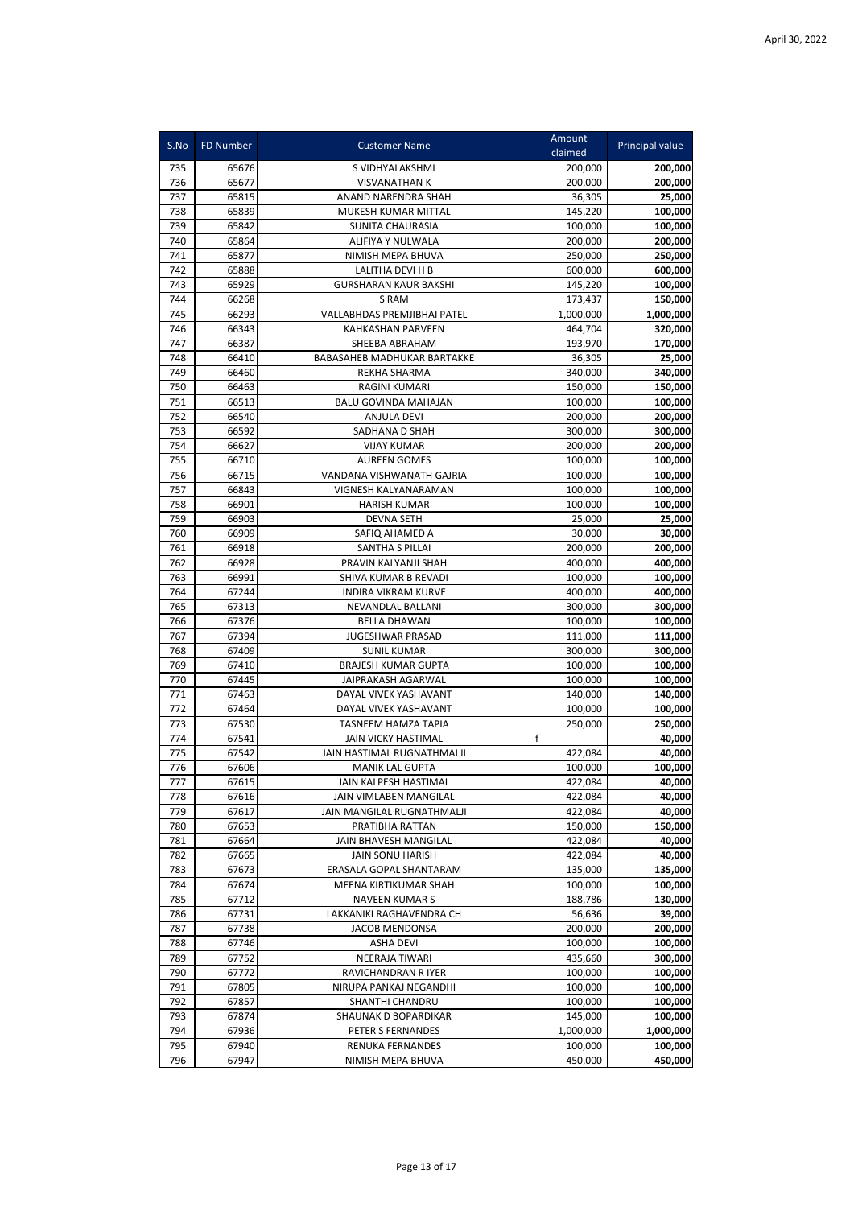April 30, 2022

| S.No | FD Number | Customer Name | Amount claimed | Principal value |
|---|---|---|---|---|
| 735 | 65676 | S VIDHYALAKSHMI | 200,000 | **200,000** |
| 736 | 65677 | VISVANATHAN K | 200,000 | **200,000** |
| 737 | 65815 | ANAND NARENDRA SHAH | 36,305 | **25,000** |
| 738 | 65839 | MUKESH KUMAR MITTAL | 145,220 | **100,000** |
| 739 | 65842 | SUNITA CHAURASIA | 100,000 | **100,000** |
| 740 | 65864 | ALIFIYA Y NULWALA | 200,000 | **200,000** |
| 741 | 65877 | NIMISH MEPA BHUVA | 250,000 | **250,000** |
| 742 | 65888 | LALITHA DEVI H B | 600,000 | **600,000** |
| 743 | 65929 | GURSHARAN KAUR BAKSHI | 145,220 | **100,000** |
| 744 | 66268 | S RAM | 173,437 | **150,000** |
| 745 | 66293 | VALLABHDAS PREMJIBHAI PATEL | 1,000,000 | **1,000,000** |
| 746 | 66343 | KAHKASHAN PARVEEN | 464,704 | **320,000** |
| 747 | 66387 | SHEEBA ABRAHAM | 193,970 | **170,000** |
| 748 | 66410 | BABASAHEB MADHUKAR BARTAKKE | 36,305 | **25,000** |
| 749 | 66460 | REKHA SHARMA | 340,000 | **340,000** |
| 750 | 66463 | RAGINI KUMARI | 150,000 | **150,000** |
| 751 | 66513 | BALU GOVINDA MAHAJAN | 100,000 | **100,000** |
| 752 | 66540 | ANJULA DEVI | 200,000 | **200,000** |
| 753 | 66592 | SADHANA D SHAH | 300,000 | **300,000** |
| 754 | 66627 | VIJAY KUMAR | 200,000 | **200,000** |
| 755 | 66710 | AUREEN GOMES | 100,000 | **100,000** |
| 756 | 66715 | VANDANA VISHWANATH GAJRIA | 100,000 | **100,000** |
| 757 | 66843 | VIGNESH KALYANARAMAN | 100,000 | **100,000** |
| 758 | 66901 | HARISH KUMAR | 100,000 | **100,000** |
| 759 | 66903 | DEVNA SETH | 25,000 | **25,000** |
| 760 | 66909 | SAFIQ AHAMED A | 30,000 | **30,000** |
| 761 | 66918 | SANTHA S PILLAI | 200,000 | **200,000** |
| 762 | 66928 | PRAVIN KALYANJI SHAH | 400,000 | **400,000** |
| 763 | 66991 | SHIVA KUMAR B REVADI | 100,000 | **100,000** |
| 764 | 67244 | INDIRA VIKRAM KURVE | 400,000 | **400,000** |
| 765 | 67313 | NEVANDLAL BALLANI | 300,000 | **300,000** |
| 766 | 67376 | BELLA DHAWAN | 100,000 | **100,000** |
| 767 | 67394 | JUGESHWAR PRASAD | 111,000 | **111,000** |
| 768 | 67409 | SUNIL KUMAR | 300,000 | **300,000** |
| 769 | 67410 | BRAJESH KUMAR GUPTA | 100,000 | **100,000** |
| 770 | 67445 | JAIPRAKASH AGARWAL | 100,000 | **100,000** |
| 771 | 67463 | DAYAL VIVEK YASHAVANT | 140,000 | **140,000** |
| 772 | 67464 | DAYAL VIVEK YASHAVANT | 100,000 | **100,000** |
| 773 | 67530 | TASNEEM HAMZA TAPIA | 250,000 | **250,000** |
| 774 | 67541 | JAIN VICKY HASTIMAL | f | **40,000** |
| 775 | 67542 | JAIN HASTIMAL RUGNATHMALJI | 422,084 | **40,000** |
| 776 | 67606 | MANIK LAL GUPTA | 100,000 | **100,000** |
| 777 | 67615 | JAIN KALPESH HASTIMAL | 422,084 | **40,000** |
| 778 | 67616 | JAIN VIMLABEN MANGILAL | 422,084 | **40,000** |
| 779 | 67617 | JAIN MANGILAL RUGNATHMALJI | 422,084 | **40,000** |
| 780 | 67653 | PRATIBHA RATTAN | 150,000 | **150,000** |
| 781 | 67664 | JAIN BHAVESH MANGILAL | 422,084 | **40,000** |
| 782 | 67665 | JAIN SONU HARISH | 422,084 | **40,000** |
| 783 | 67673 | ERASALA GOPAL SHANTARAM | 135,000 | **135,000** |
| 784 | 67674 | MEENA KIRTIKUMAR SHAH | 100,000 | **100,000** |
| 785 | 67712 | NAVEEN KUMAR S | 188,786 | **130,000** |
| 786 | 67731 | LAKKANIKI RAGHAVENDRA CH | 56,636 | **39,000** |
| 787 | 67738 | JACOB MENDONSA | 200,000 | **200,000** |
| 788 | 67746 | ASHA DEVI | 100,000 | **100,000** |
| 789 | 67752 | NEERAJA TIWARI | 435,660 | **300,000** |
| 790 | 67772 | RAVICHANDRAN R IYER | 100,000 | **100,000** |
| 791 | 67805 | NIRUPA PANKAJ NEGANDHI | 100,000 | **100,000** |
| 792 | 67857 | SHANTHI CHANDRU | 100,000 | **100,000** |
| 793 | 67874 | SHAUNAK D BOPARDIKAR | 145,000 | **100,000** |
| 794 | 67936 | PETER S FERNANDES | 1,000,000 | **1,000,000** |
| 795 | 67940 | RENUKA FERNANDES | 100,000 | **100,000** |
| 796 | 67947 | NIMISH MEPA BHUVA | 450,000 | **450,000** |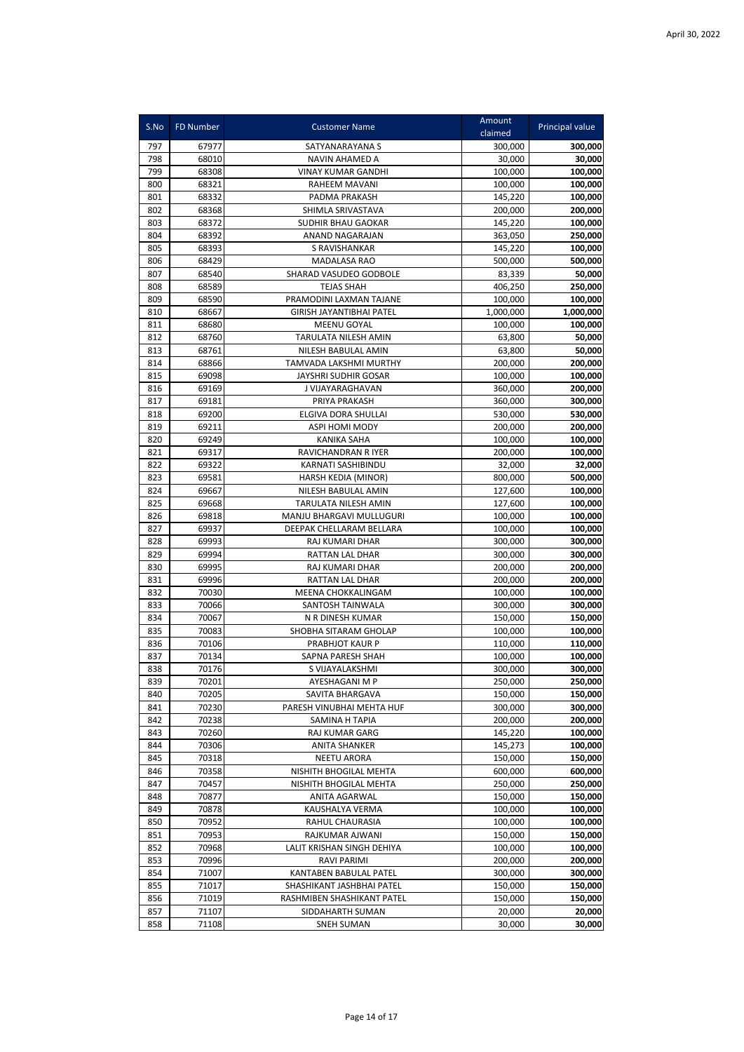April 30, 2022

| S.No | FD Number | Customer Name | Amount claimed | Principal value |
|---|---|---|---|---|
| 797 | 67977 | SATYANARAYANA S | 300,000 | **300,000** |
| 798 | 68010 | NAVIN AHAMED A | 30,000 | **30,000** |
| 799 | 68308 | VINAY KUMAR GANDHI | 100,000 | **100,000** |
| 800 | 68321 | RAHEEM MAVANI | 100,000 | **100,000** |
| 801 | 68332 | PADMA PRAKASH | 145,220 | **100,000** |
| 802 | 68368 | SHIMLA SRIVASTAVA | 200,000 | **200,000** |
| 803 | 68372 | SUDHIR BHAU GAOKAR | 145,220 | **100,000** |
| 804 | 68392 | ANAND NAGARAJAN | 363,050 | **250,000** |
| 805 | 68393 | S RAVISHANKAR | 145,220 | **100,000** |
| 806 | 68429 | MADALASA RAO | 500,000 | **500,000** |
| 807 | 68540 | SHARAD VASUDEO GODBOLE | 83,339 | **50,000** |
| 808 | 68589 | TEJAS SHAH | 406,250 | **250,000** |
| 809 | 68590 | PRAMODINI LAXMAN TAJANE | 100,000 | **100,000** |
| 810 | 68667 | GIRISH JAYANTIBHAI PATEL | 1,000,000 | **1,000,000** |
| 811 | 68680 | MEENU GOYAL | 100,000 | **100,000** |
| 812 | 68760 | TARULATA NILESH AMIN | 63,800 | **50,000** |
| 813 | 68761 | NILESH BABULAL AMIN | 63,800 | **50,000** |
| 814 | 68866 | TAMVADA LAKSHMI MURTHY | 200,000 | **200,000** |
| 815 | 69098 | JAYSHRI SUDHIR GOSAR | 100,000 | **100,000** |
| 816 | 69169 | J VIJAYARAGHAVAN | 360,000 | **200,000** |
| 817 | 69181 | PRIYA PRAKASH | 360,000 | **300,000** |
| 818 | 69200 | ELGIVA DORA SHULLAI | 530,000 | **530,000** |
| 819 | 69211 | ASPI HOMI MODY | 200,000 | **200,000** |
| 820 | 69249 | KANIKA SAHA | 100,000 | **100,000** |
| 821 | 69317 | RAVICHANDRAN R IYER | 200,000 | **100,000** |
| 822 | 69322 | KARNATI SASHIBINDU | 32,000 | **32,000** |
| 823 | 69581 | HARSH KEDIA (MINOR) | 800,000 | **500,000** |
| 824 | 69667 | NILESH BABULAL AMIN | 127,600 | **100,000** |
| 825 | 69668 | TARULATA NILESH AMIN | 127,600 | **100,000** |
| 826 | 69818 | MANJU BHARGAVI MULLUGURI | 100,000 | **100,000** |
| 827 | 69937 | DEEPAK CHELLARAM BELLARA | 100,000 | **100,000** |
| 828 | 69993 | RAJ KUMARI DHAR | 300,000 | **300,000** |
| 829 | 69994 | RATTAN LAL DHAR | 300,000 | **300,000** |
| 830 | 69995 | RAJ KUMARI DHAR | 200,000 | **200,000** |
| 831 | 69996 | RATTAN LAL DHAR | 200,000 | **200,000** |
| 832 | 70030 | MEENA CHOKKALINGAM | 100,000 | **100,000** |
| 833 | 70066 | SANTOSH TAINWALA | 300,000 | **300,000** |
| 834 | 70067 | N R DINESH KUMAR | 150,000 | **150,000** |
| 835 | 70083 | SHOBHA SITARAM GHOLAP | 100,000 | **100,000** |
| 836 | 70106 | PRABHJOT KAUR P | 110,000 | **110,000** |
| 837 | 70134 | SAPNA PARESH SHAH | 100,000 | **100,000** |
| 838 | 70176 | S VIJAYALAKSHMI | 300,000 | **300,000** |
| 839 | 70201 | AYESHAGANI M P | 250,000 | **250,000** |
| 840 | 70205 | SAVITA BHARGAVA | 150,000 | **150,000** |
| 841 | 70230 | PARESH VINUBHAI MEHTA HUF | 300,000 | **300,000** |
| 842 | 70238 | SAMINA H TAPIA | 200,000 | **200,000** |
| 843 | 70260 | RAJ KUMAR GARG | 145,220 | **100,000** |
| 844 | 70306 | ANITA SHANKER | 145,273 | **100,000** |
| 845 | 70318 | NEETU ARORA | 150,000 | **150,000** |
| 846 | 70358 | NISHITH BHOGILAL MEHTA | 600,000 | **600,000** |
| 847 | 70457 | NISHITH BHOGILAL MEHTA | 250,000 | **250,000** |
| 848 | 70877 | ANITA AGARWAL | 150,000 | **150,000** |
| 849 | 70878 | KAUSHALYA VERMA | 100,000 | **100,000** |
| 850 | 70952 | RAHUL CHAURASIA | 100,000 | **100,000** |
| 851 | 70953 | RAJKUMAR AJWANI | 150,000 | **150,000** |
| 852 | 70968 | LALIT KRISHAN SINGH DEHIYA | 100,000 | **100,000** |
| 853 | 70996 | RAVI PARIMI | 200,000 | **200,000** |
| 854 | 71007 | KANTABEN BABULAL PATEL | 300,000 | **300,000** |
| 855 | 71017 | SHASHIKANT JASHBHAI PATEL | 150,000 | **150,000** |
| 856 | 71019 | RASHMIBEN SHASHIKANT PATEL | 150,000 | **150,000** |
| 857 | 71107 | SIDDAHARTH SUMAN | 20,000 | **20,000** |
| 858 | 71108 | SNEH SUMAN | 30,000 | **30,000** |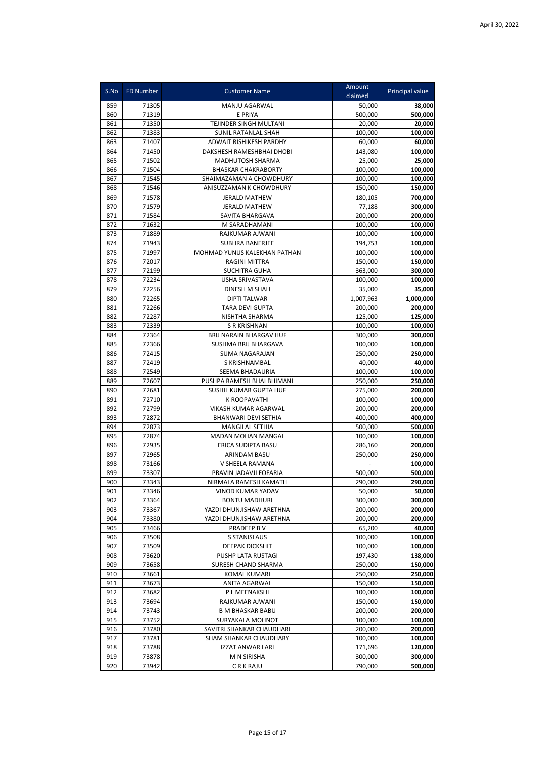April 30, 2022

| S.No | FD Number | Customer Name | Amount claimed | Principal value |
|---|---|---|---|---|
| 859 | 71305 | MANJU AGARWAL | 50,000 | **38,000** |
| 860 | 71319 | E PRIYA | 500,000 | **500,000** |
| 861 | 71350 | TEJINDER SINGH MULTANI | 20,000 | **20,000** |
| 862 | 71383 | SUNIL RATANLAL SHAH | 100,000 | **100,000** |
| 863 | 71407 | ADWAIT RISHIKESH PARDHY | 60,000 | **60,000** |
| 864 | 71450 | DAKSHESH RAMESHBHAI DHOBI | 143,080 | **100,000** |
| 865 | 71502 | MADHUTOSH SHARMA | 25,000 | **25,000** |
| 866 | 71504 | BHASKAR CHAKRABORTY | 100,000 | **100,000** |
| 867 | 71545 | SHAIMAZAMAN A CHOWDHURY | 100,000 | **100,000** |
| 868 | 71546 | ANISUZZAMAN K CHOWDHURY | 150,000 | **150,000** |
| 869 | 71578 | JERALD MATHEW | 180,105 | **700,000** |
| 870 | 71579 | JERALD MATHEW | 77,188 | **300,000** |
| 871 | 71584 | SAVITA BHARGAVA | 200,000 | **200,000** |
| 872 | 71632 | M SARADHAMANI | 100,000 | **100,000** |
| 873 | 71889 | RAJKUMAR AJWANI | 100,000 | **100,000** |
| 874 | 71943 | SUBHRA BANERJEE | 194,753 | **100,000** |
| 875 | 71997 | MOHMAD YUNUS KALEKHAN PATHAN | 100,000 | **100,000** |
| 876 | 72017 | RAGINI MITTRA | 150,000 | **150,000** |
| 877 | 72199 | SUCHITRA GUHA | 363,000 | **300,000** |
| 878 | 72234 | USHA SRIVASTAVA | 100,000 | **100,000** |
| 879 | 72256 | DINESH M SHAH | 35,000 | **35,000** |
| 880 | 72265 | DIPTI TALWAR | 1,007,963 | **1,000,000** |
| 881 | 72266 | TARA DEVI GUPTA | 200,000 | **200,000** |
| 882 | 72287 | NISHTHA SHARMA | 125,000 | **125,000** |
| 883 | 72339 | S R KRISHNAN | 100,000 | **100,000** |
| 884 | 72364 | BRIJ NARAIN BHARGAV HUF | 300,000 | **300,000** |
| 885 | 72366 | SUSHMA BRIJ BHARGAVA | 100,000 | **100,000** |
| 886 | 72415 | SUMA NAGARAJAN | 250,000 | **250,000** |
| 887 | 72419 | S KRISHNAMBAL | 40,000 | **40,000** |
| 888 | 72549 | SEEMA BHADAURIA | 100,000 | **100,000** |
| 889 | 72607 | PUSHPA RAMESH BHAI BHIMANI | 250,000 | **250,000** |
| 890 | 72681 | SUSHIL KUMAR GUPTA HUF | 275,000 | **200,000** |
| 891 | 72710 | K ROOPAVATHI | 100,000 | **100,000** |
| 892 | 72799 | VIKASH KUMAR AGARWAL | 200,000 | **200,000** |
| 893 | 72872 | BHANWARI DEVI SETHIA | 400,000 | **400,000** |
| 894 | 72873 | MANGILAL SETHIA | 500,000 | **500,000** |
| 895 | 72874 | MADAN MOHAN MANGAL | 100,000 | **100,000** |
| 896 | 72935 | ERICA SUDIPTA BASU | 286,160 | **200,000** |
| 897 | 72965 | ARINDAM BASU | 250,000 | **250,000** |
| 898 | 73166 | V SHEELA RAMANA | - | **100,000** |
| 899 | 73307 | PRAVIN JADAVJI FOFARIA | 500,000 | **500,000** |
| 900 | 73343 | NIRMALA RAMESH KAMATH | 290,000 | **290,000** |
| 901 | 73346 | VINOD KUMAR YADAV | 50,000 | **50,000** |
| 902 | 73364 | BONTU MADHURI | 300,000 | **300,000** |
| 903 | 73367 | YAZDI DHUNJISHAW ARETHNA | 200,000 | **200,000** |
| 904 | 73380 | YAZDI DHUNJISHAW ARETHNA | 200,000 | **200,000** |
| 905 | 73466 | PRADEEP B V | 65,200 | **40,000** |
| 906 | 73508 | S STANISLAUS | 100,000 | **100,000** |
| 907 | 73509 | DEEPAK DICKSHIT | 100,000 | **100,000** |
| 908 | 73620 | PUSHP LATA RUSTAGI | 197,430 | **138,000** |
| 909 | 73658 | SURESH CHAND SHARMA | 250,000 | **150,000** |
| 910 | 73661 | KOMAL KUMARI | 250,000 | **250,000** |
| 911 | 73673 | ANITA AGARWAL | 150,000 | **150,000** |
| 912 | 73682 | P L MEENAKSHI | 100,000 | **100,000** |
| 913 | 73694 | RAJKUMAR AJWANI | 150,000 | **150,000** |
| 914 | 73743 | B M BHASKAR BABU | 200,000 | **200,000** |
| 915 | 73752 | SURYAKALA MOHNOT | 100,000 | **100,000** |
| 916 | 73780 | SAVITRI SHANKAR CHAUDHARI | 200,000 | **200,000** |
| 917 | 73781 | SHAM SHANKAR CHAUDHARY | 100,000 | **100,000** |
| 918 | 73788 | IZZAT ANWAR LARI | 171,696 | **120,000** |
| 919 | 73878 | M N SIRISHA | 300,000 | **300,000** |
| 920 | 73942 | C R K RAJU | 790,000 | **500,000** |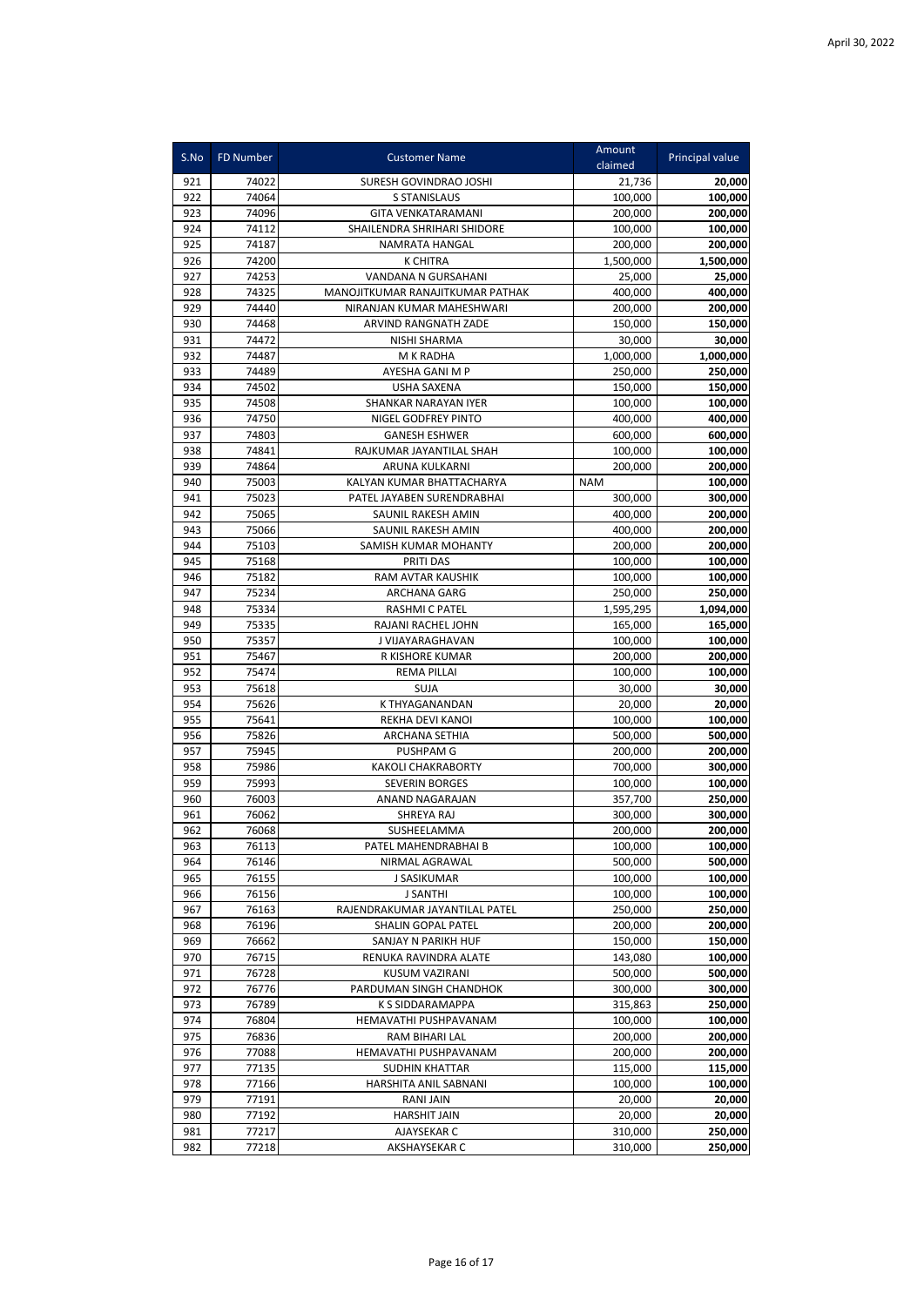April 30, 2022

| S.No | FD Number | Customer Name | Amount claimed | Principal value |
|---|---|---|---|---|
| 921 | 74022 | SURESH GOVINDRAO JOSHI | 21,736 | **20,000** |
| 922 | 74064 | S STANISLAUS | 100,000 | **100,000** |
| 923 | 74096 | GITA VENKATARAMANI | 200,000 | **200,000** |
| 924 | 74112 | SHAILENDRA SHRIHARI SHIDORE | 100,000 | **100,000** |
| 925 | 74187 | NAMRATA HANGAL | 200,000 | **200,000** |
| 926 | 74200 | K CHITRA | 1,500,000 | **1,500,000** |
| 927 | 74253 | VANDANA N GURSAHANI | 25,000 | **25,000** |
| 928 | 74325 | MANOJITKUMAR RANAJITKUMAR PATHAK | 400,000 | **400,000** |
| 929 | 74440 | NIRANJAN KUMAR MAHESHWARI | 200,000 | **200,000** |
| 930 | 74468 | ARVIND RANGNATH ZADE | 150,000 | **150,000** |
| 931 | 74472 | NISHI SHARMA | 30,000 | **30,000** |
| 932 | 74487 | M K RADHA | 1,000,000 | **1,000,000** |
| 933 | 74489 | AYESHA GANI M P | 250,000 | **250,000** |
| 934 | 74502 | USHA SAXENA | 150,000 | **150,000** |
| 935 | 74508 | SHANKAR NARAYAN IYER | 100,000 | **100,000** |
| 936 | 74750 | NIGEL GODFREY PINTO | 400,000 | **400,000** |
| 937 | 74803 | GANESH ESHWER | 600,000 | **600,000** |
| 938 | 74841 | RAJKUMAR JAYANTILAL SHAH | 100,000 | **100,000** |
| 939 | 74864 | ARUNA KULKARNI | 200,000 | **200,000** |
| 940 | 75003 | KALYAN KUMAR BHATTACHARYA | NAM | **100,000** |
| 941 | 75023 | PATEL JAYABEN SURENDRABHAI | 300,000 | **300,000** |
| 942 | 75065 | SAUNIL RAKESH AMIN | 400,000 | **200,000** |
| 943 | 75066 | SAUNIL RAKESH AMIN | 400,000 | **200,000** |
| 944 | 75103 | SAMISH KUMAR MOHANTY | 200,000 | **200,000** |
| 945 | 75168 | PRITI DAS | 100,000 | **100,000** |
| 946 | 75182 | RAM AVTAR KAUSHIK | 100,000 | **100,000** |
| 947 | 75234 | ARCHANA GARG | 250,000 | **250,000** |
| 948 | 75334 | RASHMI C PATEL | 1,595,295 | **1,094,000** |
| 949 | 75335 | RAJANI RACHEL JOHN | 165,000 | **165,000** |
| 950 | 75357 | J VIJAYARAGHAVAN | 100,000 | **100,000** |
| 951 | 75467 | R KISHORE KUMAR | 200,000 | **200,000** |
| 952 | 75474 | REMA PILLAI | 100,000 | **100,000** |
| 953 | 75618 | SUJA | 30,000 | **30,000** |
| 954 | 75626 | K THYAGANANDAN | 20,000 | **20,000** |
| 955 | 75641 | REKHA DEVI KANOI | 100,000 | **100,000** |
| 956 | 75826 | ARCHANA SETHIA | 500,000 | **500,000** |
| 957 | 75945 | PUSHPAM G | 200,000 | **200,000** |
| 958 | 75986 | KAKOLI CHAKRABORTY | 700,000 | **300,000** |
| 959 | 75993 | SEVERIN BORGES | 100,000 | **100,000** |
| 960 | 76003 | ANAND NAGARAJAN | 357,700 | **250,000** |
| 961 | 76062 | SHREYA RAJ | 300,000 | **300,000** |
| 962 | 76068 | SUSHEELAMMA | 200,000 | **200,000** |
| 963 | 76113 | PATEL MAHENDRABHAI B | 100,000 | **100,000** |
| 964 | 76146 | NIRMAL AGRAWAL | 500,000 | **500,000** |
| 965 | 76155 | J SASIKUMAR | 100,000 | **100,000** |
| 966 | 76156 | J SANTHI | 100,000 | **100,000** |
| 967 | 76163 | RAJENDRAKUMAR JAYANTILAL PATEL | 250,000 | **250,000** |
| 968 | 76196 | SHALIN GOPAL PATEL | 200,000 | **200,000** |
| 969 | 76662 | SANJAY N PARIKH HUF | 150,000 | **150,000** |
| 970 | 76715 | RENUKA RAVINDRA ALATE | 143,080 | **100,000** |
| 971 | 76728 | KUSUM VAZIRANI | 500,000 | **500,000** |
| 972 | 76776 | PARDUMAN SINGH CHANDHOK | 300,000 | **300,000** |
| 973 | 76789 | K S SIDDARAMAPPA | 315,863 | **250,000** |
| 974 | 76804 | HEMAVATHI PUSHPAVANAM | 100,000 | **100,000** |
| 975 | 76836 | RAM BIHARI LAL | 200,000 | **200,000** |
| 976 | 77088 | HEMAVATHI PUSHPAVANAM | 200,000 | **200,000** |
| 977 | 77135 | SUDHIN KHATTAR | 115,000 | **115,000** |
| 978 | 77166 | HARSHITA ANIL SABNANI | 100,000 | **100,000** |
| 979 | 77191 | RANI JAIN | 20,000 | **20,000** |
| 980 | 77192 | HARSHIT JAIN | 20,000 | **20,000** |
| 981 | 77217 | AJAYSEKAR C | 310,000 | **250,000** |
| 982 | 77218 | AKSHAYSEKAR C | 310,000 | **250,000** |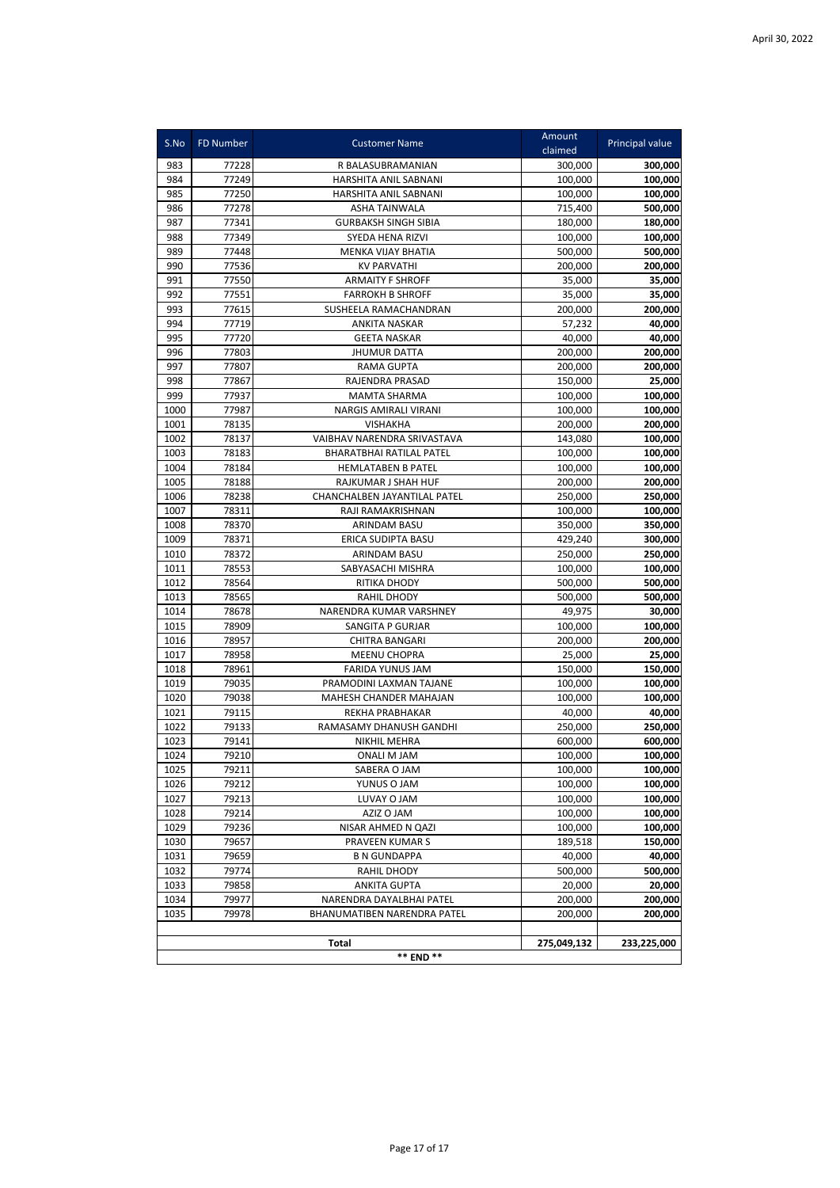April 30, 2022

| S.No | FD Number | Customer Name | Amount claimed | Principal value |
|---|---|---|---|---|
| 983 | 77228 | R BALASUBRAMANIAN | 300,000 | **300,000** |
| 984 | 77249 | HARSHITA ANIL SABNANI | 100,000 | **100,000** |
| 985 | 77250 | HARSHITA ANIL SABNANI | 100,000 | **100,000** |
| 986 | 77278 | ASHA TAINWALA | 715,400 | **500,000** |
| 987 | 77341 | GURBAKSH SINGH SIBIA | 180,000 | **180,000** |
| 988 | 77349 | SYEDA HENA RIZVI | 100,000 | **100,000** |
| 989 | 77448 | MENKA VIJAY BHATIA | 500,000 | **500,000** |
| 990 | 77536 | KV PARVATHI | 200,000 | **200,000** |
| 991 | 77550 | ARMAITY F SHROFF | 35,000 | **35,000** |
| 992 | 77551 | FARROKH B SHROFF | 35,000 | **35,000** |
| 993 | 77615 | SUSHEELA RAMACHANDRAN | 200,000 | **200,000** |
| 994 | 77719 | ANKITA NASKAR | 57,232 | **40,000** |
| 995 | 77720 | GEETA NASKAR | 40,000 | **40,000** |
| 996 | 77803 | JHUMUR DATTA | 200,000 | **200,000** |
| 997 | 77807 | RAMA GUPTA | 200,000 | **200,000** |
| 998 | 77867 | RAJENDRA PRASAD | 150,000 | **25,000** |
| 999 | 77937 | MAMTA SHARMA | 100,000 | **100,000** |
| 1000 | 77987 | NARGIS AMIRALI VIRANI | 100,000 | **100,000** |
| 1001 | 78135 | VISHAKHA | 200,000 | **200,000** |
| 1002 | 78137 | VAIBHAV NARENDRA SRIVASTAVA | 143,080 | **100,000** |
| 1003 | 78183 | BHARATBHAI RATILAL PATEL | 100,000 | **100,000** |
| 1004 | 78184 | HEMLATABEN B PATEL | 100,000 | **100,000** |
| 1005 | 78188 | RAJKUMAR J SHAH HUF | 200,000 | **200,000** |
| 1006 | 78238 | CHANCHALBEN JAYANTILAL PATEL | 250,000 | **250,000** |
| 1007 | 78311 | RAJI RAMAKRISHNAN | 100,000 | **100,000** |
| 1008 | 78370 | ARINDAM BASU | 350,000 | **350,000** |
| 1009 | 78371 | ERICA SUDIPTA BASU | 429,240 | **300,000** |
| 1010 | 78372 | ARINDAM BASU | 250,000 | **250,000** |
| 1011 | 78553 | SABYASACHI MISHRA | 100,000 | **100,000** |
| 1012 | 78564 | RITIKA DHODY | 500,000 | **500,000** |
| 1013 | 78565 | RAHIL DHODY | 500,000 | **500,000** |
| 1014 | 78678 | NARENDRA KUMAR VARSHNEY | 49,975 | **30,000** |
| 1015 | 78909 | SANGITA P GURJAR | 100,000 | **100,000** |
| 1016 | 78957 | CHITRA BANGARI | 200,000 | **200,000** |
| 1017 | 78958 | MEENU CHOPRA | 25,000 | **25,000** |
| 1018 | 78961 | FARIDA YUNUS JAM | 150,000 | **150,000** |
| 1019 | 79035 | PRAMODINI LAXMAN TAJANE | 100,000 | **100,000** |
| 1020 | 79038 | MAHESH CHANDER MAHAJAN | 100,000 | **100,000** |
| 1021 | 79115 | REKHA PRABHAKAR | 40,000 | **40,000** |
| 1022 | 79133 | RAMASAMY DHANUSH GANDHI | 250,000 | **250,000** |
| 1023 | 79141 | NIKHIL MEHRA | 600,000 | **600,000** |
| 1024 | 79210 | ONALI M JAM | 100,000 | **100,000** |
| 1025 | 79211 | SABERA O JAM | 100,000 | **100,000** |
| 1026 | 79212 | YUNUS O JAM | 100,000 | **100,000** |
| 1027 | 79213 | LUVAY O JAM | 100,000 | **100,000** |
| 1028 | 79214 | AZIZ O JAM | 100,000 | **100,000** |
| 1029 | 79236 | NISAR AHMED N QAZI | 100,000 | **100,000** |
| 1030 | 79657 | PRAVEEN KUMAR S | 189,518 | **150,000** |
| 1031 | 79659 | B N GUNDAPPA | 40,000 | **40,000** |
| 1032 | 79774 | RAHIL DHODY | 500,000 | **500,000** |
| 1033 | 79858 | ANKITA GUPTA | 20,000 | **20,000** |
| 1034 | 79977 | NARENDRA DAYALBHAI PATEL | 200,000 | **200,000** |
| 1035 | 79978 | BHANUMATIBEN NARENDRA PATEL | 200,000 | **200,000** |
| | | | | |
| | | **Total** | **275,049,132** | **233,225,000** |

**\*\* END \*\***